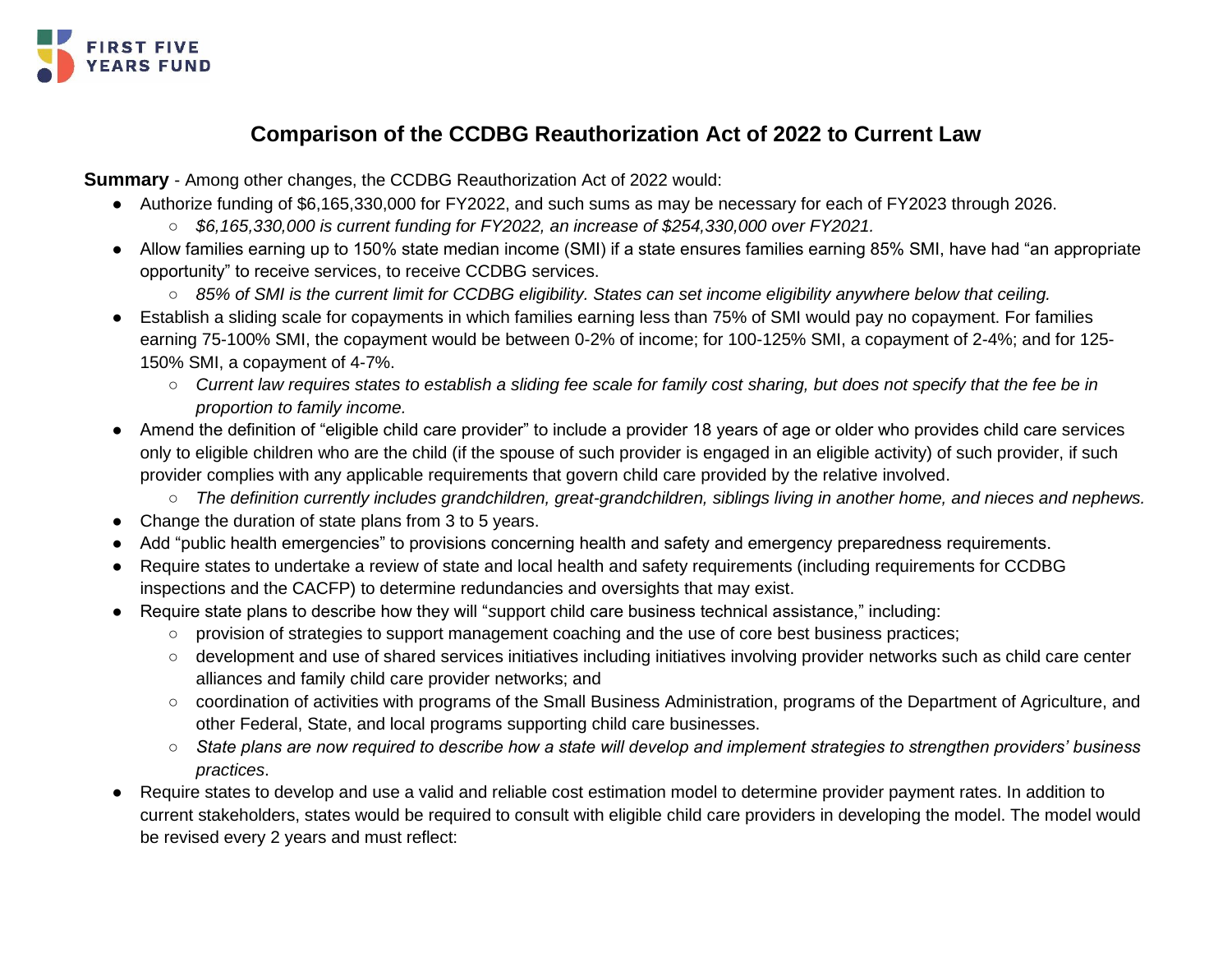FIRST FIVE YEARS FUND

# Comparison of the CCDBG Reauthorization Act of 2022 to Current Law

**Summary** - Among other changes, the CCDBG Reauthorization Act of 2022 would:

- Authorize funding of $6,165,330,000 for FY2022, and such sums as may be necessary for each of FY2023 through 2026.
  - *$6,165,330,000 is current funding for FY2022, an increase of $254,330,000 over FY2021.*
- Allow families earning up to 150% state median income (SMI) if a state ensures families earning 85% SMI, have had "an appropriate opportunity" to receive services, to receive CCDBG services.
  - *85% of SMI is the current limit for CCDBG eligibility. States can set income eligibility anywhere below that ceiling.*
- Establish a sliding scale for copayments in which families earning less than 75% of SMI would pay no copayment. For families earning 75-100% SMI, the copayment would be between 0-2% of income; for 100-125% SMI, a copayment of 2-4%; and for 125-150% SMI, a copayment of 4-7%.
  - *Current law requires states to establish a sliding fee scale for family cost sharing, but does not specify that the fee be in proportion to family income.*
- Amend the definition of "eligible child care provider" to include a provider 18 years of age or older who provides child care services only to eligible children who are the child (if the spouse of such provider is engaged in an eligible activity) of such provider, if such provider complies with any applicable requirements that govern child care provided by the relative involved.
  - *The definition currently includes grandchildren, great-grandchildren, siblings living in another home, and nieces and nephews.*
- Change the duration of state plans from 3 to 5 years.
- Add "public health emergencies" to provisions concerning health and safety and emergency preparedness requirements.
- Require states to undertake a review of state and local health and safety requirements (including requirements for CCDBG inspections and the CACFP) to determine redundancies and oversights that may exist.
- Require state plans to describe how they will "support child care business technical assistance," including:
  - provision of strategies to support management coaching and the use of core best business practices;
  - development and use of shared services initiatives including initiatives involving provider networks such as child care center alliances and family child care provider networks; and
  - coordination of activities with programs of the Small Business Administration, programs of the Department of Agriculture, and other Federal, State, and local programs supporting child care businesses.
  - *State plans are now required to describe how a state will develop and implement strategies to strengthen providers' business practices*.
- Require states to develop and use a valid and reliable cost estimation model to determine provider payment rates. In addition to current stakeholders, states would be required to consult with eligible child care providers in developing the model. The model would be revised every 2 years and must reflect: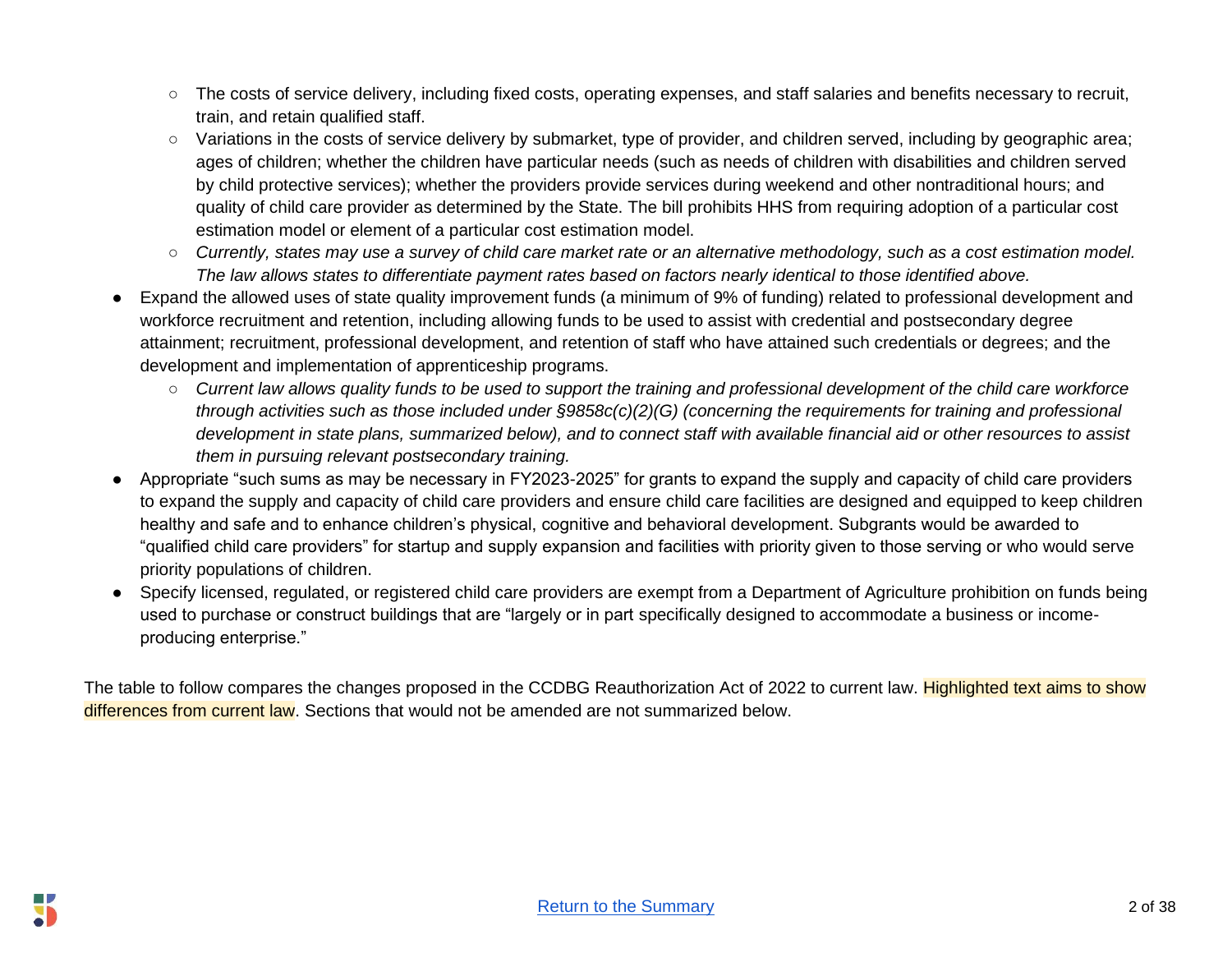- The costs of service delivery, including fixed costs, operating expenses, and staff salaries and benefits necessary to recruit, train, and retain qualified staff.
  - Variations in the costs of service delivery by submarket, type of provider, and children served, including by geographic area; ages of children; whether the children have particular needs (such as needs of children with disabilities and children served by child protective services); whether the providers provide services during weekend and other nontraditional hours; and quality of child care provider as determined by the State. The bill prohibits HHS from requiring adoption of a particular cost estimation model or element of a particular cost estimation model.
  - *Currently, states may use a survey of child care market rate or an alternative methodology, such as a cost estimation model. The law allows states to differentiate payment rates based on factors nearly identical to those identified above.*
- Expand the allowed uses of state quality improvement funds (a minimum of 9% of funding) related to professional development and workforce recruitment and retention, including allowing funds to be used to assist with credential and postsecondary degree attainment; recruitment, professional development, and retention of staff who have attained such credentials or degrees; and the development and implementation of apprenticeship programs.
  - *Current law allows quality funds to be used to support the training and professional development of the child care workforce through activities such as those included under §9858c(c)(2)(G) (concerning the requirements for training and professional development in state plans, summarized below), and to connect staff with available financial aid or other resources to assist them in pursuing relevant postsecondary training.*
- Appropriate "such sums as may be necessary in FY2023-2025" for grants to expand the supply and capacity of child care providers to expand the supply and capacity of child care providers and ensure child care facilities are designed and equipped to keep children healthy and safe and to enhance children's physical, cognitive and behavioral development. Subgrants would be awarded to "qualified child care providers" for startup and supply expansion and facilities with priority given to those serving or who would serve priority populations of children.
- Specify licensed, regulated, or registered child care providers are exempt from a Department of Agriculture prohibition on funds being used to purchase or construct buildings that are "largely or in part specifically designed to accommodate a business or income-producing enterprise."

The table to follow compares the changes proposed in the CCDBG Reauthorization Act of 2022 to current law. Highlighted text aims to show differences from current law. Sections that would not be amended are not summarized below.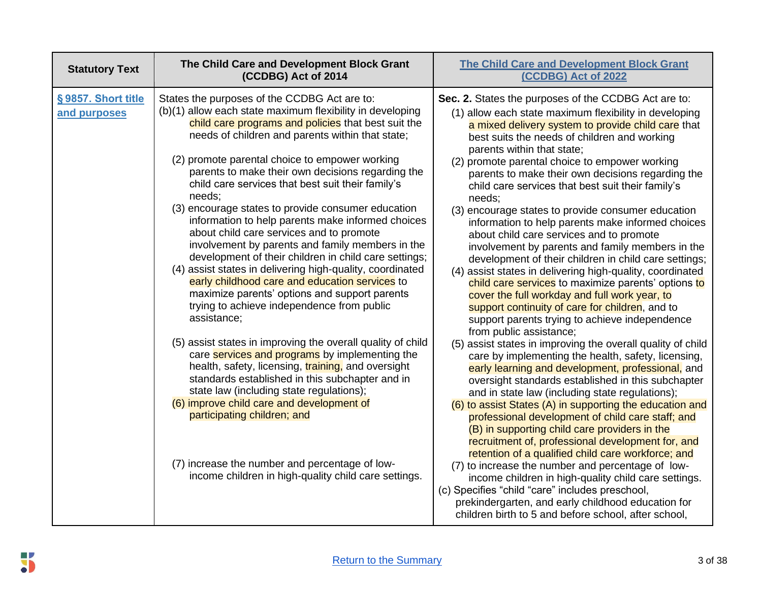| Statistory Text | The Child Care and Development Block Grant (CCDBG) Act of 2014 | [The Child Care and Development Block Grant (CCDBG) Act of 2022](#) |
|---|---|---|
| [§ 9857. Short title and purposes](#) | States the purposes of the CCDBG Act are to:<br>(b)(1) allow each state maximum flexibility in developing child care programs and policies that best suit the needs of children and parents within that state;<br>(2) promote parental choice to empower working parents to make their own decisions regarding the child care services that best suit their family's needs;<br>(3) encourage states to provide consumer education information to help parents make informed choices about child care services and to promote involvement by parents and family members in the development of their children in child care settings;<br>(4) assist states in delivering high-quality, coordinated early childhood care and education services to maximize parents' options and support parents trying to achieve independence from public assistance;<br>(5) assist states in improving the overall quality of child care services and programs by implementing the health, safety, licensing, training, and oversight standards established in this subchapter and in state law (including state regulations);<br>(6) improve child care and development of participating children; and<br>(7) increase the number and percentage of low-income children in high-quality child care settings. | **Sec. 2.** States the purposes of the CCDBG Act are to:<br>(1) allow each state maximum flexibility in developing a mixed delivery system to provide child care that best suits the needs of children and working parents within that state;<br>(2) promote parental choice to empower working parents to make their own decisions regarding the child care services that best suit their family's needs;<br>(3) encourage states to provide consumer education information to help parents make informed choices about child care services and to promote involvement by parents and family members in the development of their children in child care settings;<br>(4) assist states in delivering high-quality, coordinated child care services to maximize parents' options to cover the full workday and full work year, to support continuity of care for children, and to support parents trying to achieve independence from public assistance;<br>(5) assist states in improving the overall quality of child care by implementing the health, safety, licensing, early learning and development, professional, and oversight standards established in this subchapter and in state law (including state regulations);<br>(6) to assist States (A) in supporting the education and professional development of child care staff; and (B) in supporting child care providers in the recruitment of, professional development for, and retention of a qualified child care workforce; and<br>(7) to increase the number and percentage of low-income children in high-quality child care settings.<br>(c) Specifies "child "care" includes preschool, prekindergarten, and early childhood education for children birth to 5 and before school, after school, |

[Return to the Summary](#)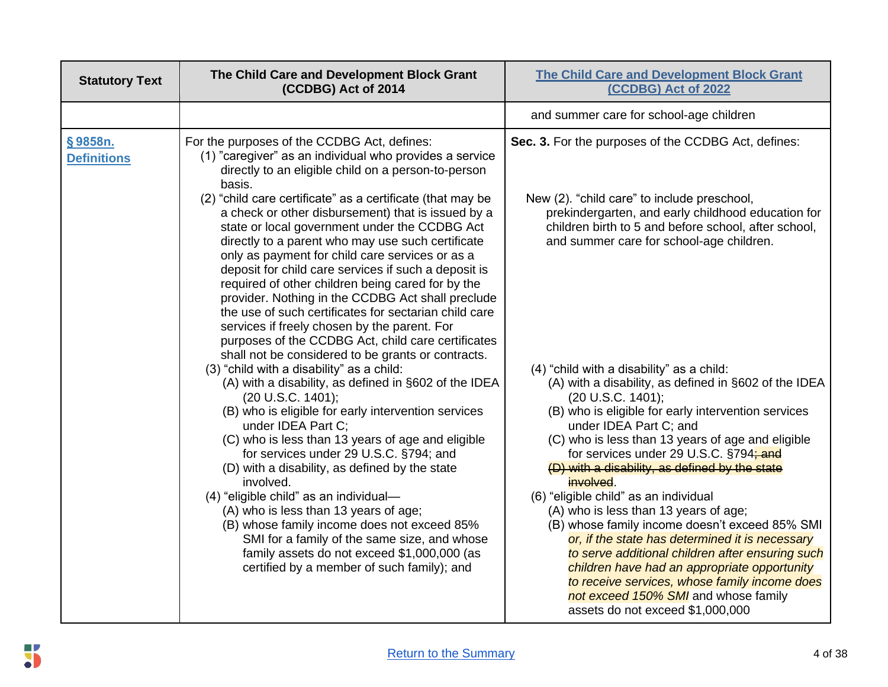| Statutory Text | The Child Care and Development Block Grant (CCDBG) Act of 2014 | [The Child Care and Development Block Grant (CCDBG) Act of 2022](#) |
|---|---|---|
| | | and summer care for school-age children |
| [§ 9858n. Definitions](#) | For the purposes of the CCDBG Act, defines:<br>(1) "caregiver" as an individual who provides a service directly to an eligible child on a person-to-person basis.<br>(2) "child care certificate" as a certificate (that may be a check or other disbursement) that is issued by a state or local government under the CCDBG Act directly to a parent who may use such certificate only as payment for child care services or as a deposit for child care services if such a deposit is required of other children being cared for by the provider. Nothing in the CCDBG Act shall preclude the use of such certificates for sectarian child care services if freely chosen by the parent. For purposes of the CCDBG Act, child care certificates shall not be considered to be grants or contracts.<br>(3) "child with a disability" as a child:<br>(A) with a disability, as defined in §602 of the IDEA (20 U.S.C. 1401);<br>(B) who is eligible for early intervention services under IDEA Part C;<br>(C) who is less than 13 years of age and eligible for services under 29 U.S.C. §794; and<br>(D) with a disability, as defined by the state involved.<br>(4) "eligible child" as an individual—<br>(A) who is less than 13 years of age;<br>(B) whose family income does not exceed 85% SMI for a family of the same size, and whose family assets do not exceed $1,000,000 (as certified by a member of such family); and | **Sec. 3.** For the purposes of the CCDBG Act, defines:<br><br>New (2). "child care" to include preschool, prekindergarten, and early childhood education for children birth to 5 and before school, after school, and summer care for school-age children.<br><br>(4) "child with a disability" as a child:<br>(A) with a disability, as defined in §602 of the IDEA (20 U.S.C. 1401);<br>(B) who is eligible for early intervention services under IDEA Part C; and<br>(C) who is less than 13 years of age and eligible for services under 29 U.S.C. §794~~; and~~<br>~~(D) with a disability, as defined by the state involved~~.<br>(6) "eligible child" as an individual<br>(A) who is less than 13 years of age;<br>(B) whose family income doesn't exceed 85% SMI *or, if the state has determined it is necessary to serve additional children after ensuring such children have had an appropriate opportunity to receive services, whose family income does not exceed 150% SMI* and whose family assets do not exceed $1,000,000 |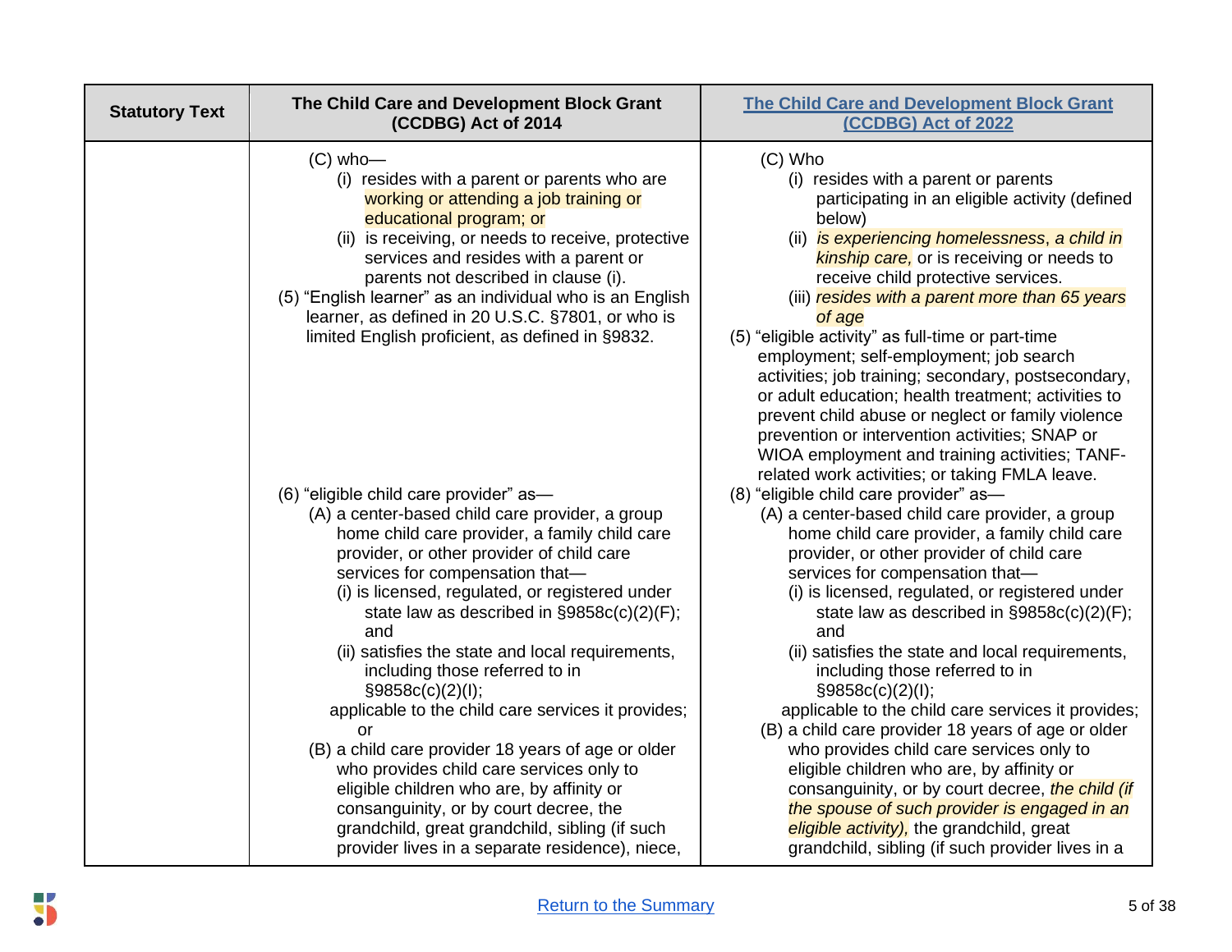| Statutory Text | The Child Care and Development Block Grant (CCDBG) Act of 2014 | [The Child Care and Development Block Grant (CCDBG) Act of 2022] |
|---|---|---|
| | (C) who—<br>(i) resides with a parent or parents who are working or attending a job training or educational program; or<br>(ii) is receiving, or needs to receive, protective services and resides with a parent or parents not described in clause (i).<br>(5) "English learner" as an individual who is an English learner, as defined in 20 U.S.C. §7801, or who is limited English proficient, as defined in §9832. | (C) Who<br>(i) resides with a parent or parents participating in an eligible activity (defined below)<br>(ii) *is experiencing homelessness*, *a child in kinship care,* or is receiving or needs to receive child protective services.<br>(iii) *resides with a parent more than 65 years of age*<br>(5) "eligible activity" as full-time or part-time employment; self-employment; job search activities; job training; secondary, postsecondary, or adult education; health treatment; activities to prevent child abuse or neglect or family violence prevention or intervention activities; SNAP or WIOA employment and training activities; TANF-related work activities; or taking FMLA leave. |
| | (6) "eligible child care provider" as—<br>(A) a center-based child care provider, a group home child care provider, a family child care provider, or other provider of child care services for compensation that—<br>(i) is licensed, regulated, or registered under state law as described in §9858c(c)(2)(F); and<br>(ii) satisfies the state and local requirements, including those referred to in §9858c(c)(2)(I);<br>applicable to the child care services it provides; or<br>(B) a child care provider 18 years of age or older who provides child care services only to eligible children who are, by affinity or consanguinity, or by court decree, the grandchild, great grandchild, sibling (if such provider lives in a separate residence), niece, | (8) "eligible child care provider" as—<br>(A) a center-based child care provider, a group home child care provider, a family child care provider, or other provider of child care services for compensation that—<br>(i) is licensed, regulated, or registered under state law as described in §9858c(c)(2)(F); and<br>(ii) satisfies the state and local requirements, including those referred to in §9858c(c)(2)(I);<br>applicable to the child care services it provides;<br>(B) a child care provider 18 years of age or older who provides child care services only to eligible children who are, by affinity or consanguinity, or by court decree, *the child (if the spouse of such provider is engaged in an eligible activity),* the grandchild, great grandchild, sibling (if such provider lives in a |

Return to the Summary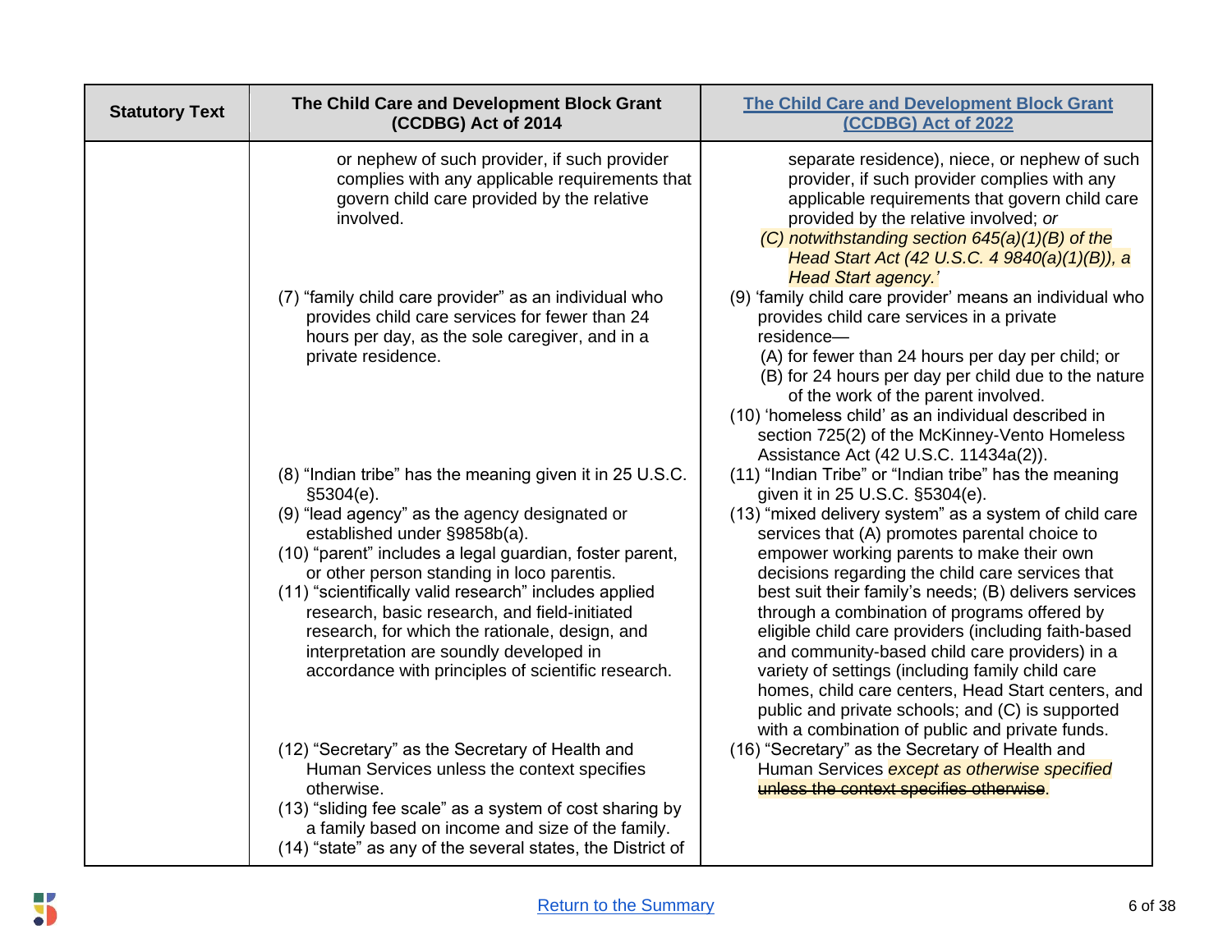| Statistical Text | The Child Care and Development Block Grant (CCDBG) Act of 2014 | [The Child Care and Development Block Grant (CCDBG) Act of 2022]() |
|---|---|---|
| | or nephew of such provider, if such provider complies with any applicable requirements that govern child care provided by the relative involved. | separate residence), niece, or nephew of such provider, if such provider complies with any applicable requirements that govern child care provided by the relative involved; *or*<br>*(C) notwithstanding section 645(a)(1)(B) of the Head Start Act (42 U.S.C. 4 9840(a)(1)(B)), a Head Start agency.'* |
| | (7) "family child care provider" as an individual who provides child care services for fewer than 24 hours per day, as the sole caregiver, and in a private residence. | (9) 'family child care provider' means an individual who provides child care services in a private residence—<br>(A) for fewer than 24 hours per day per child; or<br>(B) for 24 hours per day per child due to the nature of the work of the parent involved.<br>(10) 'homeless child' as an individual described in section 725(2) of the McKinney-Vento Homeless Assistance Act (42 U.S.C. 11434a(2)). |
| | (8) "Indian tribe" has the meaning given it in 25 U.S.C. §5304(e).<br>(9) "lead agency" as the agency designated or established under §9858b(a).<br>(10) "parent" includes a legal guardian, foster parent, or other person standing in loco parentis.<br>(11) "scientifically valid research" includes applied research, basic research, and field-initiated research, for which the rationale, design, and interpretation are soundly developed in accordance with principles of scientific research. | (11) "Indian Tribe" or "Indian tribe" has the meaning given it in 25 U.S.C. §5304(e).<br>(13) "mixed delivery system" as a system of child care services that (A) promotes parental choice to empower working parents to make their own decisions regarding the child care services that best suit their family's needs; (B) delivers services through a combination of programs offered by eligible child care providers (including faith-based and community-based child care providers) in a variety of settings (including family child care homes, child care centers, Head Start centers, and public and private schools; and (C) is supported with a combination of public and private funds. |
| | (12) "Secretary" as the Secretary of Health and Human Services unless the context specifies otherwise.<br>(13) "sliding fee scale" as a system of cost sharing by a family based on income and size of the family.<br>(14) "state" as any of the several states, the District of | (16) "Secretary" as the Secretary of Health and Human Services *except as otherwise specified* ~~unless the context specifies otherwise~~. |

[Return to the Summary]()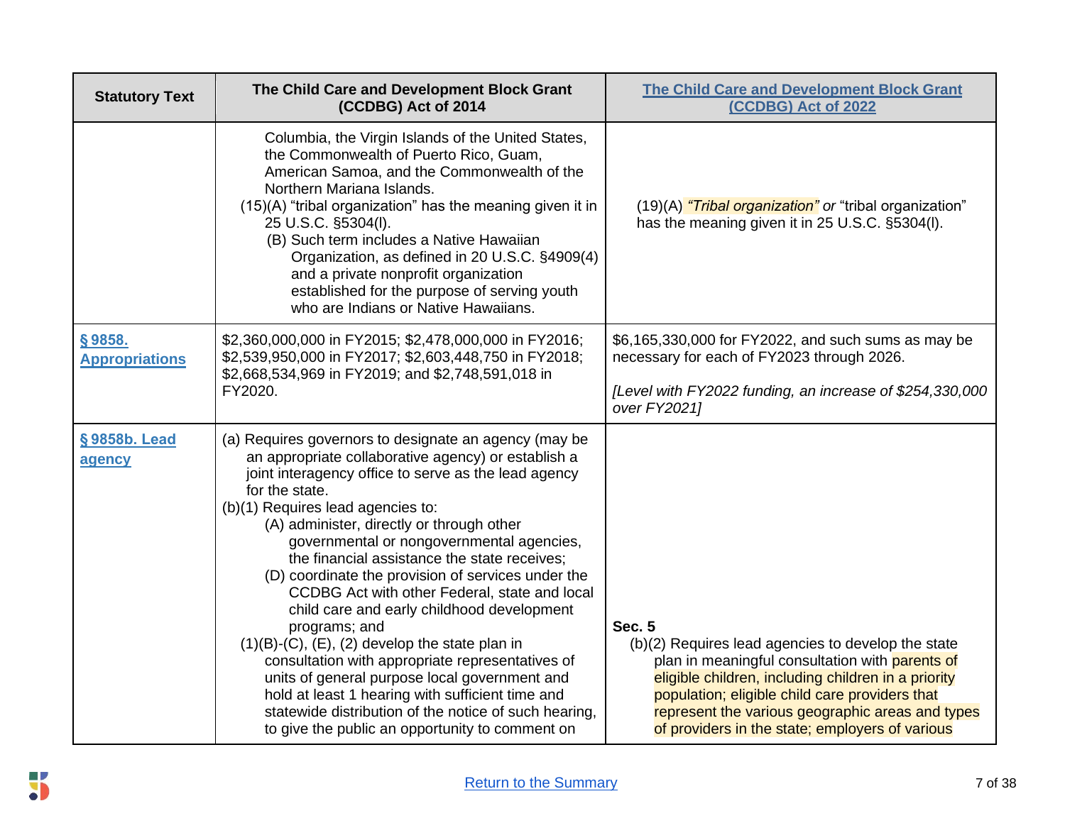| Statutory Text | The Child Care and Development Block Grant (CCDBG) Act of 2014 | [The Child Care and Development Block Grant (CCDBG) Act of 2022](#) |
|---|---|---|
| | Columbia, the Virgin Islands of the United States, the Commonwealth of Puerto Rico, Guam, American Samoa, and the Commonwealth of the Northern Mariana Islands.<br>(15)(A) "tribal organization" has the meaning given it in 25 U.S.C. §5304(l).<br>(B) Such term includes a Native Hawaiian Organization, as defined in 20 U.S.C. §4909(4) and a private nonprofit organization established for the purpose of serving youth who are Indians or Native Hawaiians. | (19)(A) *"Tribal organization"* *or* "tribal organization" has the meaning given it in 25 U.S.C. §5304(l). |
| [§ 9858. Appropriations](#) | $2,360,000,000 in FY2015; $2,478,000,000 in FY2016; $2,539,950,000 in FY2017; $2,603,448,750 in FY2018; $2,668,534,969 in FY2019; and $2,748,591,018 in FY2020. | $6,165,330,000 for FY2022, and such sums as may be necessary for each of FY2023 through 2026.<br><br>*[Level with FY2022 funding, an increase of $254,330,000 over FY2021]* |
| [§ 9858b. Lead agency](#) | (a) Requires governors to designate an agency (may be an appropriate collaborative agency) or establish a joint interagency office to serve as the lead agency for the state.<br>(b)(1) Requires lead agencies to:<br>(A) administer, directly or through other governmental or nongovernmental agencies, the financial assistance the state receives;<br>(D) coordinate the provision of services under the CCDBG Act with other Federal, state and local child care and early childhood development programs; and<br>(1)(B)-(C), (E), (2) develop the state plan in consultation with appropriate representatives of units of general purpose local government and hold at least 1 hearing with sufficient time and statewide distribution of the notice of such hearing, to give the public an opportunity to comment on | **Sec. 5**<br>(b)(2) Requires lead agencies to develop the state plan in meaningful consultation with parents of eligible children, including children in a priority population; eligible child care providers that represent the various geographic areas and types of providers in the state; employers of various |

[Return to the Summary](#)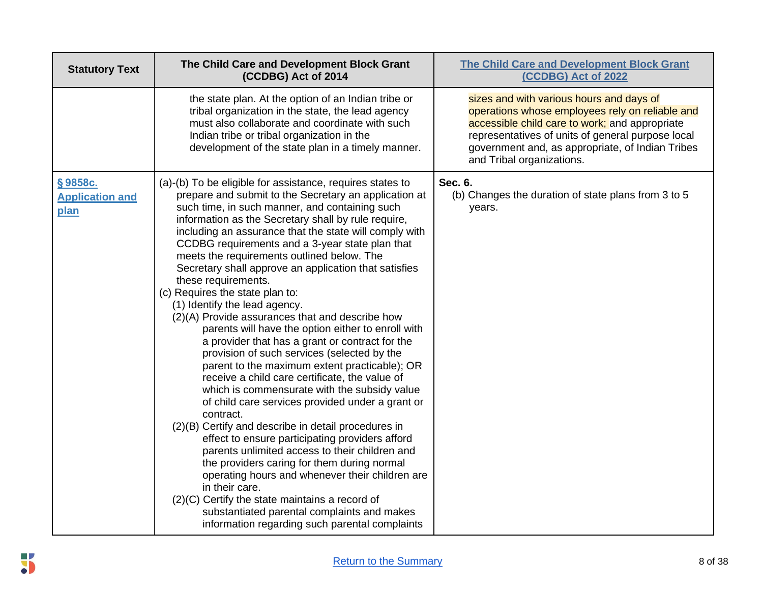| Statutory Text | The Child Care and Development Block Grant (CCDBG) Act of 2014 | The Child Care and Development Block Grant (CCDBG) Act of 2022 |
|---|---|---|
| | the state plan. At the option of an Indian tribe or tribal organization in the state, the lead agency must also collaborate and coordinate with such Indian tribe or tribal organization in the development of the state plan in a timely manner. | sizes and with various hours and days of operations whose employees rely on reliable and accessible child care to work; and appropriate representatives of units of general purpose local government and, as appropriate, of Indian Tribes and Tribal organizations. |
| **§ 9858c. Application and plan** | (a)-(b) To be eligible for assistance, requires states to prepare and submit to the Secretary an application at such time, in such manner, and containing such information as the Secretary shall by rule require, including an assurance that the state will comply with CCDBG requirements and a 3-year state plan that meets the requirements outlined below. The Secretary shall approve an application that satisfies these requirements.<br>(c) Requires the state plan to:<br>(1) Identify the lead agency.<br>(2)(A) Provide assurances that and describe how parents will have the option either to enroll with a provider that has a grant or contract for the provision of such services (selected by the parent to the maximum extent practicable); OR receive a child care certificate, the value of which is commensurate with the subsidy value of child care services provided under a grant or contract.<br>(2)(B) Certify and describe in detail procedures in effect to ensure participating providers afford parents unlimited access to their children and the providers caring for them during normal operating hours and whenever their children are in their care.<br>(2)(C) Certify the state maintains a record of substantiated parental complaints and makes information regarding such parental complaints | **Sec. 6.**<br>(b) Changes the duration of state plans from 3 to 5 years. |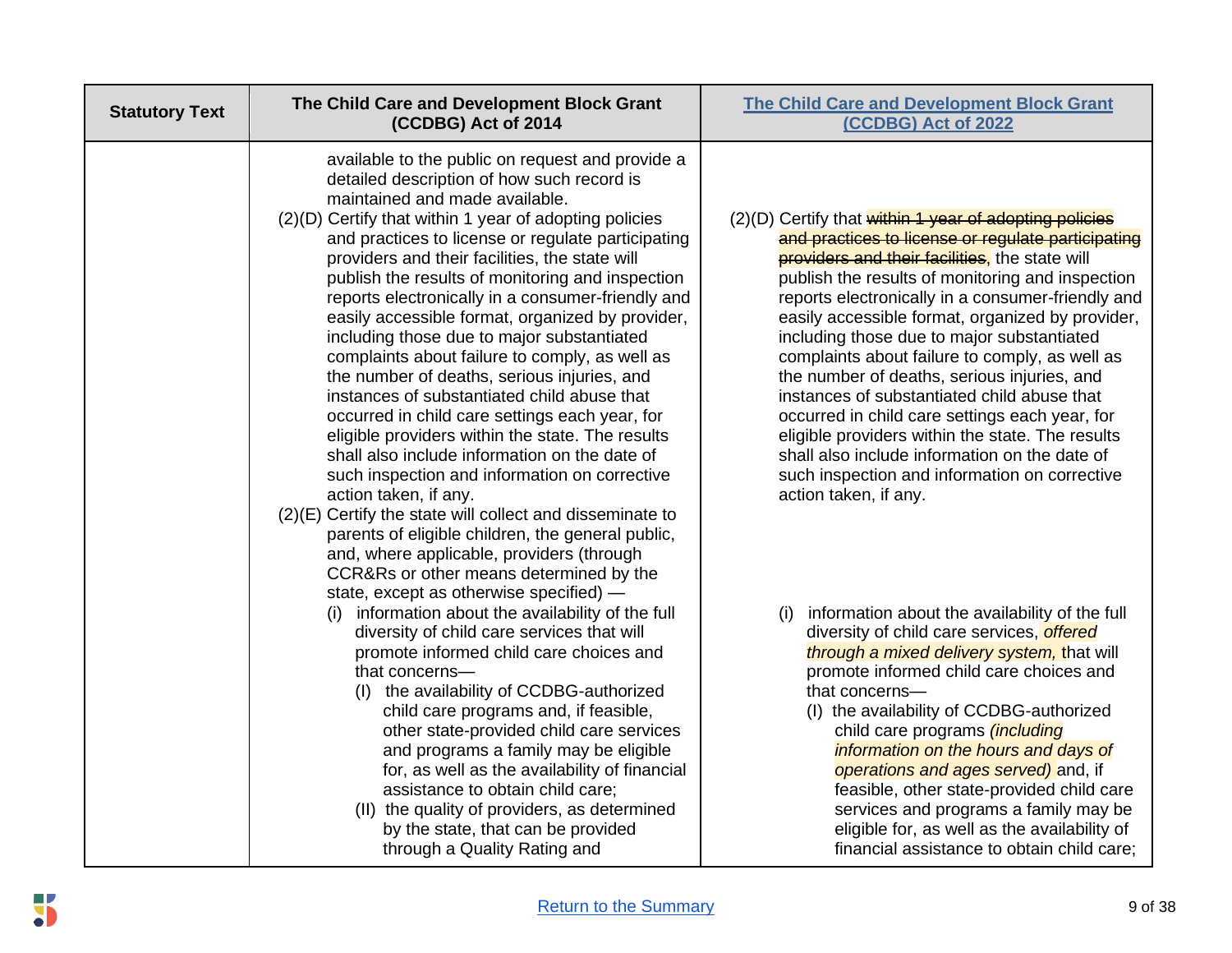| Statutory Text | The Child Care and Development Block Grant (CCDBG) Act of 2014 | [The Child Care and Development Block Grant (CCDBG) Act of 2022](#) |
|---|---|---|
| | available to the public on request and provide a detailed description of how such record is maintained and made available.<br>(2)(D) Certify that within 1 year of adopting policies and practices to license or regulate participating providers and their facilities, the state will publish the results of monitoring and inspection reports electronically in a consumer-friendly and easily accessible format, organized by provider, including those due to major substantiated complaints about failure to comply, as well as the number of deaths, serious injuries, and instances of substantiated child abuse that occurred in child care settings each year, for eligible providers within the state. The results shall also include information on the date of such inspection and information on corrective action taken, if any.<br>(2)(E) Certify the state will collect and disseminate to parents of eligible children, the general public, and, where applicable, providers (through CCR&Rs or other means determined by the state, except as otherwise specified) —<br>(i) information about the availability of the full diversity of child care services that will promote informed child care choices and that concerns—<br>(I) the availability of CCDBG-authorized child care programs and, if feasible, other state-provided child care services and programs a family may be eligible for, as well as the availability of financial assistance to obtain child care;<br>(II) the quality of providers, as determined by the state, that can be provided through a Quality Rating and | (2)(D) Certify that ~~within 1 year of adopting policies and practices to license or regulate participating providers and their facilities~~, the state will publish the results of monitoring and inspection reports electronically in a consumer-friendly and easily accessible format, organized by provider, including those due to major substantiated complaints about failure to comply, as well as the number of deaths, serious injuries, and instances of substantiated child abuse that occurred in child care settings each year, for eligible providers within the state. The results shall also include information on the date of such inspection and information on corrective action taken, if any.<br>(i) information about the availability of the full diversity of child care services, *offered through a mixed delivery system,* that will promote informed child care choices and that concerns—<br>(I) the availability of CCDBG-authorized child care programs *(including information on the hours and days of operations and ages served)* and, if feasible, other state-provided child care services and programs a family may be eligible for, as well as the availability of financial assistance to obtain child care; |

[Return to the Summary](#)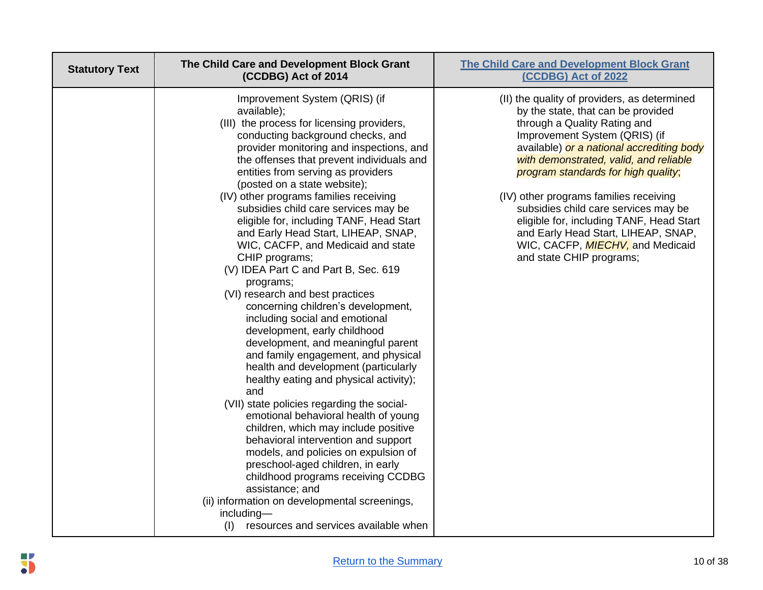| Statutory Text | The Child Care and Development Block Grant (CCDBG) Act of 2014 | [The Child Care and Development Block Grant (CCDBG) Act of 2022]() |
|---|---|---|
| | Improvement System (QRIS) (if available);<br>(III) the process for licensing providers, conducting background checks, and provider monitoring and inspections, and the offenses that prevent individuals and entities from serving as providers (posted on a state website);<br>(IV) other programs families receiving subsidies child care services may be eligible for, including TANF, Head Start and Early Head Start, LIHEAP, SNAP, WIC, CACFP, and Medicaid and state CHIP programs;<br>(V) IDEA Part C and Part B, Sec. 619 programs;<br>(VI) research and best practices concerning children's development, including social and emotional development, early childhood development, and meaningful parent and family engagement, and physical health and development (particularly healthy eating and physical activity); and<br>(VII) state policies regarding the social-emotional behavioral health of young children, which may include positive behavioral intervention and support models, and policies on expulsion of preschool-aged children, in early childhood programs receiving CCDBG assistance; and<br>(ii) information on developmental screenings, including—<br>(I) resources and services available when | (II) the quality of providers, as determined by the state, that can be provided through a Quality Rating and Improvement System (QRIS) (if available) *or a national accrediting body with demonstrated, valid, and reliable program standards for high quality*;<br><br>(IV) other programs families receiving subsidies child care services may be eligible for, including TANF, Head Start and Early Head Start, LIHEAP, SNAP, WIC, CACFP, *MIECHV,* and Medicaid and state CHIP programs; |

[Return to the Summary]()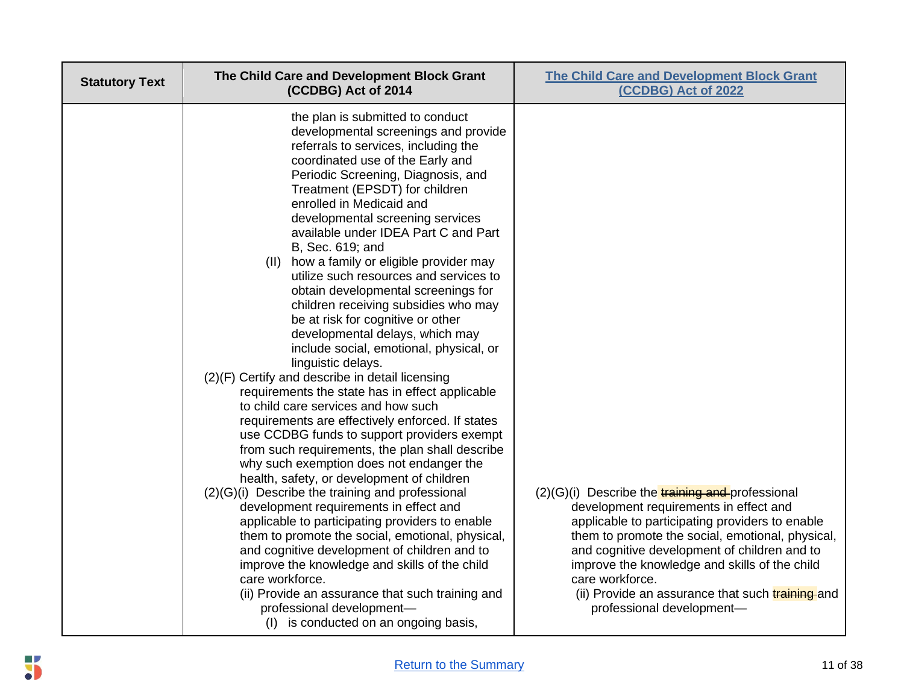| Statistical Text | The Child Care and Development Block Grant (CCDBG) Act of 2014 | [The Child Care and Development Block Grant (CCDBG) Act of 2022]() |
|---|---|---|
| | the plan is submitted to conduct developmental screenings and provide referrals to services, including the coordinated use of the Early and Periodic Screening, Diagnosis, and Treatment (EPSDT) for children enrolled in Medicaid and developmental screening services available under IDEA Part C and Part B, Sec. 619; and<br>(II) how a family or eligible provider may utilize such resources and services to obtain developmental screenings for children receiving subsidies who may be at risk for cognitive or other developmental delays, which may include social, emotional, physical, or linguistic delays.<br>(2)(F) Certify and describe in detail licensing requirements the state has in effect applicable to child care services and how such requirements are effectively enforced. If states use CCDBG funds to support providers exempt from such requirements, the plan shall describe why such exemption does not endanger the health, safety, or development of children<br>(2)(G)(i) Describe the training and professional development requirements in effect and applicable to participating providers to enable them to promote the social, emotional, physical, and cognitive development of children and to improve the knowledge and skills of the child care workforce.<br>(ii) Provide an assurance that such training and professional development—<br>(I) is conducted on an ongoing basis, | (2)(G)(i) Describe the ~~training and~~ professional development requirements in effect and applicable to participating providers to enable them to promote the social, emotional, physical, and cognitive development of children and to improve the knowledge and skills of the child care workforce.<br>(ii) Provide an assurance that such ~~training~~ and professional development— |

[Return to the Summary]()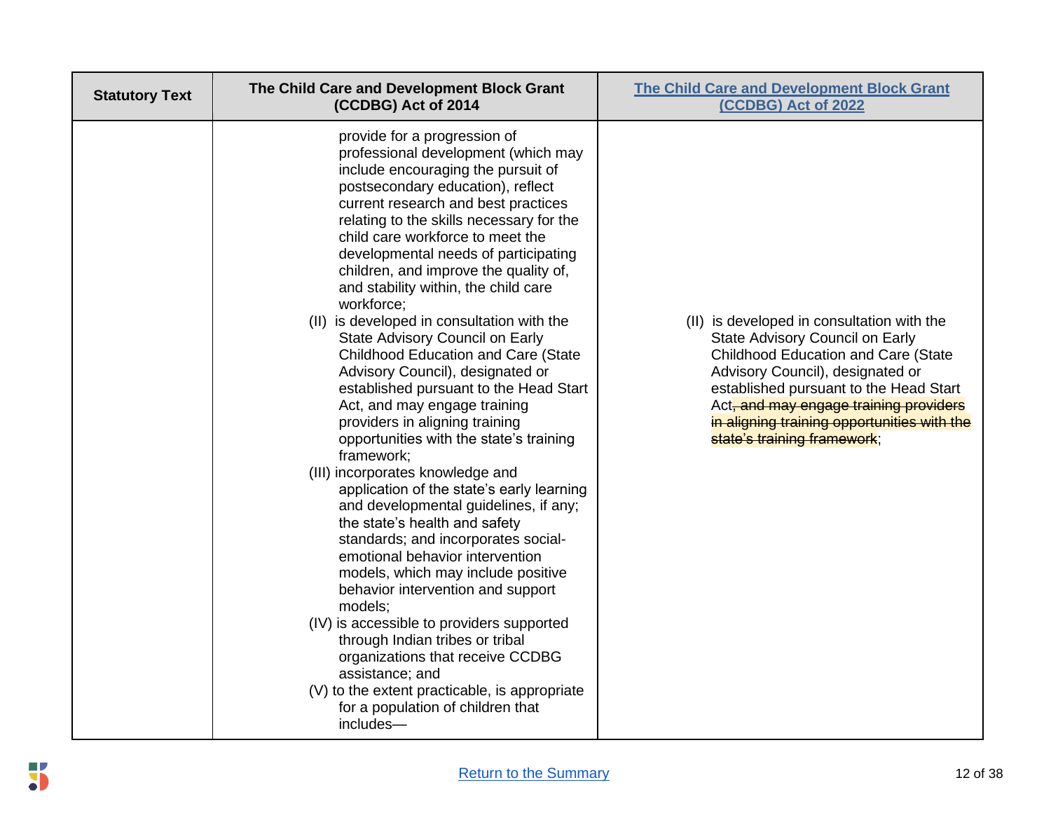| Statutory Text | The Child Care and Development Block Grant (CCDBG) Act of 2014 | [The Child Care and Development Block Grant (CCDBG) Act of 2022](#) |
|---|---|---|
| | provide for a progression of professional development (which may include encouraging the pursuit of postsecondary education), reflect current research and best practices relating to the skills necessary for the child care workforce to meet the developmental needs of participating children, and improve the quality of, and stability within, the child care workforce;<br>(II) is developed in consultation with the State Advisory Council on Early Childhood Education and Care (State Advisory Council), designated or established pursuant to the Head Start Act, and may engage training providers in aligning training opportunities with the state's training framework;<br>(III) incorporates knowledge and application of the state's early learning and developmental guidelines, if any; the state's health and safety standards; and incorporates social-emotional behavior intervention models, which may include positive behavior intervention and support models;<br>(IV) is accessible to providers supported through Indian tribes or tribal organizations that receive CCDBG assistance; and<br>(V) to the extent practicable, is appropriate for a population of children that includes— | (II) is developed in consultation with the State Advisory Council on Early Childhood Education and Care (State Advisory Council), designated or established pursuant to the Head Start Act~~, and may engage training providers in aligning training opportunities with the state's training framework~~; |

[Return to the Summary](#)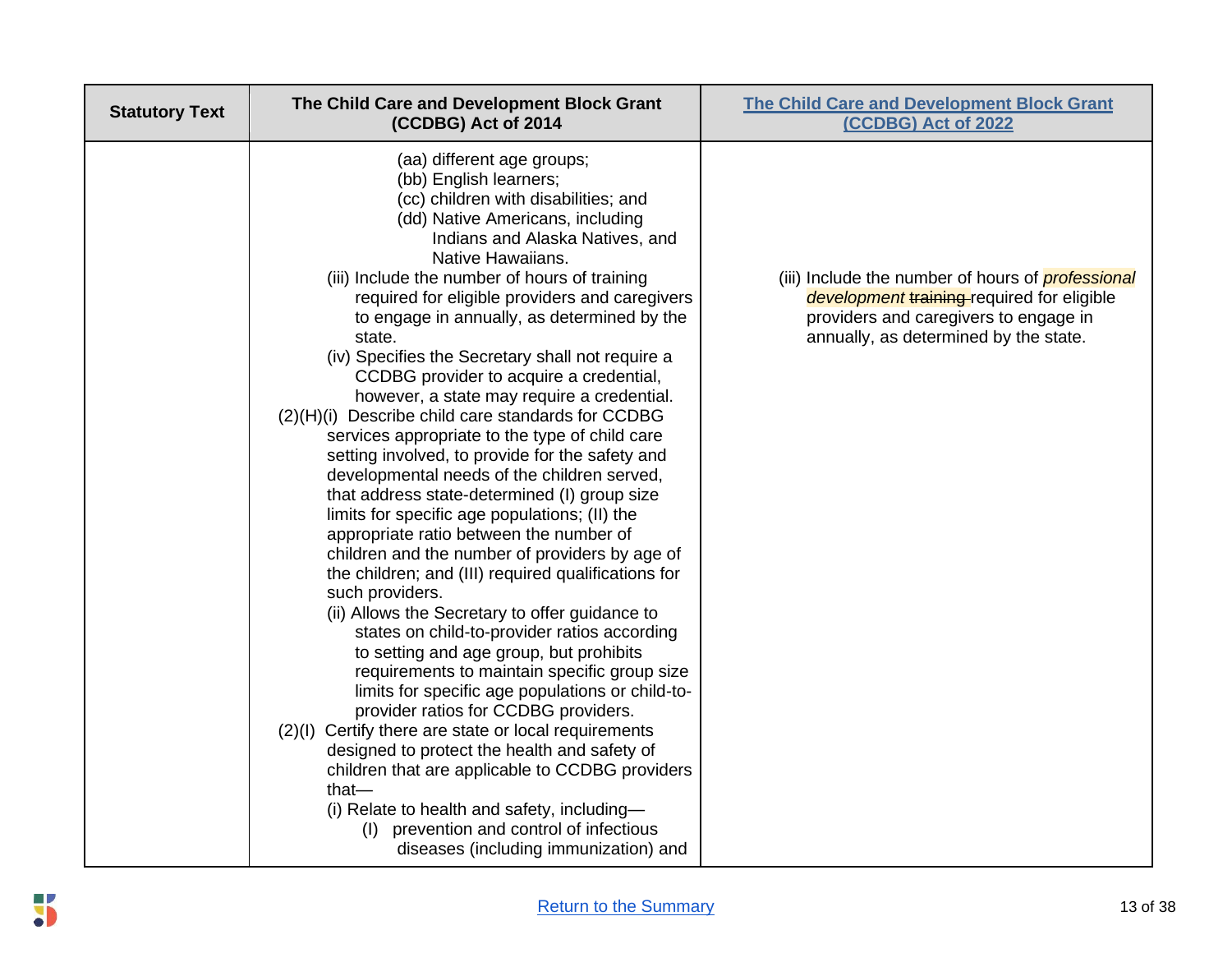| Statutory Text | The Child Care and Development Block Grant (CCDBG) Act of 2014 | [The Child Care and Development Block Grant (CCDBG) Act of 2022]() |
|---|---|---|
| | (aa) different age groups;<br>(bb) English learners;<br>(cc) children with disabilities; and<br>(dd) Native Americans, including Indians and Alaska Natives, and Native Hawaiians.<br>(iii) Include the number of hours of training required for eligible providers and caregivers to engage in annually, as determined by the state.<br>(iv) Specifies the Secretary shall not require a CCDBG provider to acquire a credential, however, a state may require a credential.<br>(2)(H)(i) Describe child care standards for CCDBG services appropriate to the type of child care setting involved, to provide for the safety and developmental needs of the children served, that address state-determined (I) group size limits for specific age populations; (II) the appropriate ratio between the number of children and the number of providers by age of the children; and (III) required qualifications for such providers.<br>(ii) Allows the Secretary to offer guidance to states on child-to-provider ratios according to setting and age group, but prohibits requirements to maintain specific group size limits for specific age populations or child-to-provider ratios for CCDBG providers.<br>(2)(I) Certify there are state or local requirements designed to protect the health and safety of children that are applicable to CCDBG providers that—<br>(i) Relate to health and safety, including—<br>(I) prevention and control of infectious diseases (including immunization) and | (iii) Include the number of hours of *professional development* ~~training~~ required for eligible providers and caregivers to engage in annually, as determined by the state. |

[Return to the Summary]()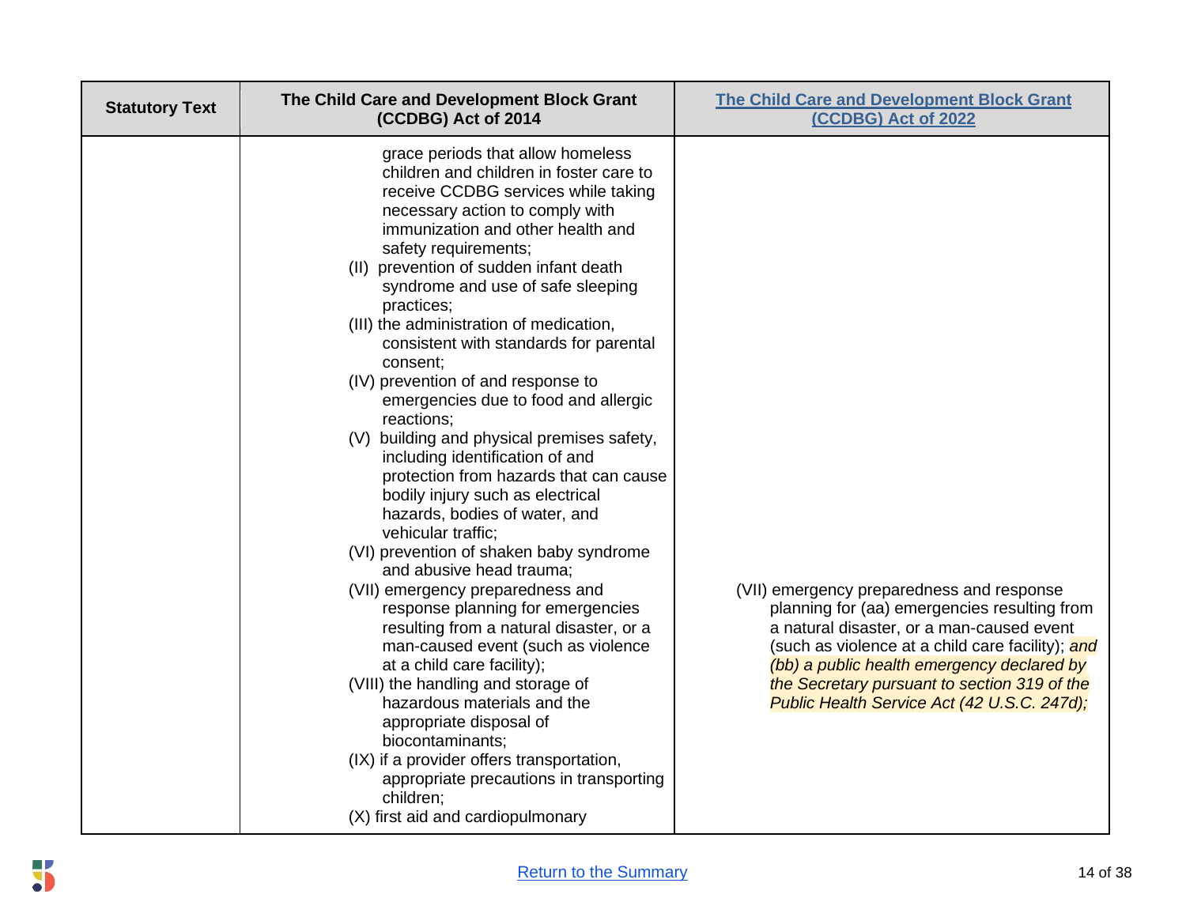| Statistory Text | The Child Care and Development Block Grant (CCDBG) Act of 2014 | [The Child Care and Development Block Grant (CCDBG) Act of 2022]() |
|---|---|---|
| | grace periods that allow homeless children and children in foster care to receive CCDBG services while taking necessary action to comply with immunization and other health and safety requirements;<br>(II) prevention of sudden infant death syndrome and use of safe sleeping practices;<br>(III) the administration of medication, consistent with standards for parental consent;<br>(IV) prevention of and response to emergencies due to food and allergic reactions;<br>(V) building and physical premises safety, including identification of and protection from hazards that can cause bodily injury such as electrical hazards, bodies of water, and vehicular traffic;<br>(VI) prevention of shaken baby syndrome and abusive head trauma;<br>(VII) emergency preparedness and response planning for emergencies resulting from a natural disaster, or a man-caused event (such as violence at a child care facility);<br>(VIII) the handling and storage of hazardous materials and the appropriate disposal of biocontaminants;<br>(IX) if a provider offers transportation, appropriate precautions in transporting children;<br>(X) first aid and cardiopulmonary | (VII) emergency preparedness and response planning for (aa) emergencies resulting from a natural disaster, or a man-caused event (such as violence at a child care facility); *and (bb) a public health emergency declared by the Secretary pursuant to section 319 of the Public Health Service Act (42 U.S.C. 247d);* |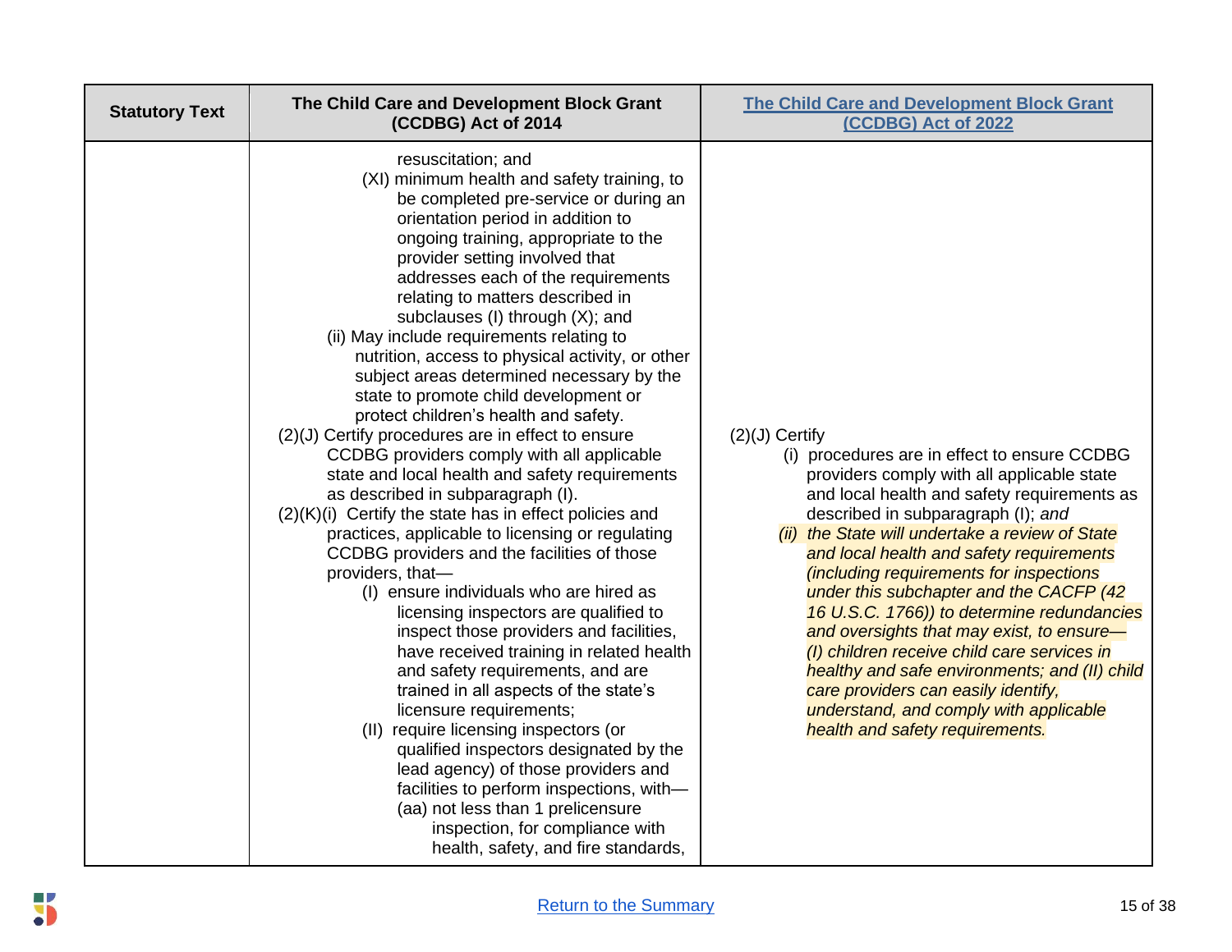| Statutory Text | The Child Care and Development Block Grant (CCDBG) Act of 2014 | The Child Care and Development Block Grant (CCDBG) Act of 2022 |
|---|---|---|
| | resuscitation; and<br>(XI) minimum health and safety training, to be completed pre-service or during an orientation period in addition to ongoing training, appropriate to the provider setting involved that addresses each of the requirements relating to matters described in subclauses (I) through (X); and<br>(ii) May include requirements relating to nutrition, access to physical activity, or other subject areas determined necessary by the state to promote child development or protect children's health and safety. | |
| | (2)(J) Certify procedures are in effect to ensure CCDBG providers comply with all applicable state and local health and safety requirements as described in subparagraph (I). | (2)(J) Certify<br>(i) procedures are in effect to ensure CCDBG providers comply with all applicable state and local health and safety requirements as described in subparagraph (I); *and*<br>*(ii) the State will undertake a review of State and local health and safety requirements (including requirements for inspections under this subchapter and the CACFP (42 16 U.S.C. 1766)) to determine redundancies and oversights that may exist, to ensure— (I) children receive child care services in healthy and safe environments; and (II) child care providers can easily identify, understand, and comply with applicable health and safety requirements.* |
| | (2)(K)(i) Certify the state has in effect policies and practices, applicable to licensing or regulating CCDBG providers and the facilities of those providers, that—<br>(I) ensure individuals who are hired as licensing inspectors are qualified to inspect those providers and facilities, have received training in related health and safety requirements, and are trained in all aspects of the state's licensure requirements;<br>(II) require licensing inspectors (or qualified inspectors designated by the lead agency) of those providers and facilities to perform inspections, with—<br>(aa) not less than 1 prelicensure inspection, for compliance with health, safety, and fire standards, | |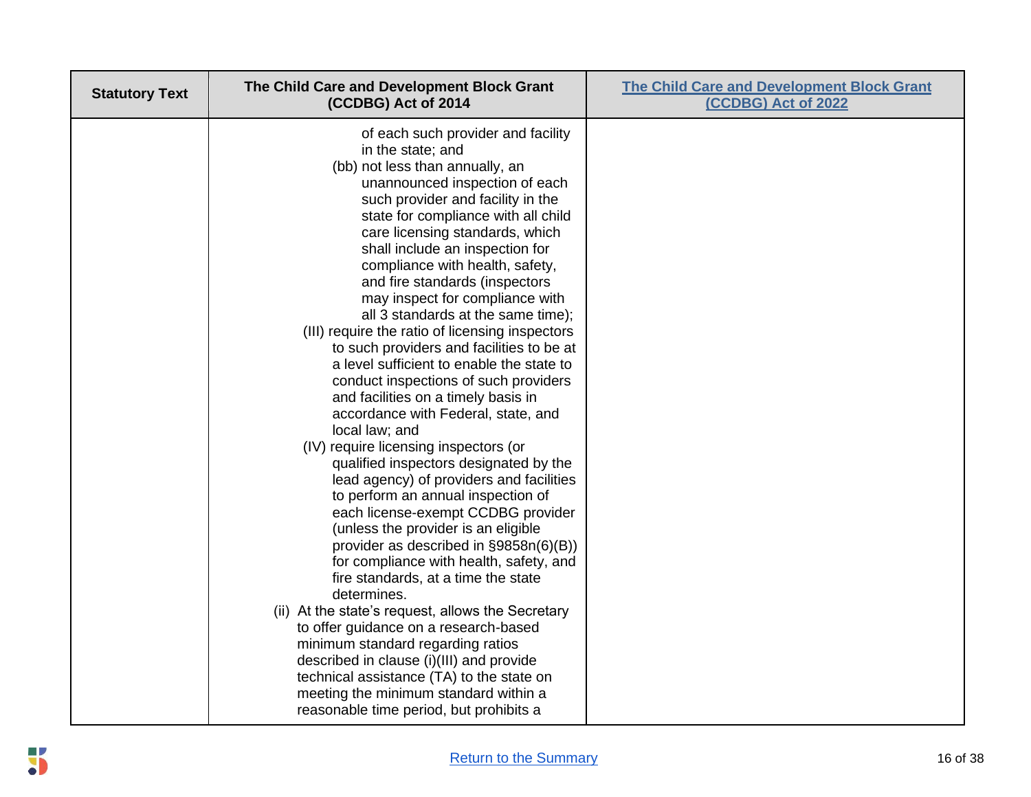| Statistical Text | The Child Care and Development Block Grant (CCDBG) Act of 2014 | [The Child Care and Development Block Grant (CCDBG) Act of 2022]() |
|---|---|---|
| | of each such provider and facility in the state; and<br>(bb) not less than annually, an unannounced inspection of each such provider and facility in the state for compliance with all child care licensing standards, which shall include an inspection for compliance with health, safety, and fire standards (inspectors may inspect for compliance with all 3 standards at the same time);<br>(III) require the ratio of licensing inspectors to such providers and facilities to be at a level sufficient to enable the state to conduct inspections of such providers and facilities on a timely basis in accordance with Federal, state, and local law; and<br>(IV) require licensing inspectors (or qualified inspectors designated by the lead agency) of providers and facilities to perform an annual inspection of each license-exempt CCDBG provider (unless the provider is an eligible provider as described in §9858n(6)(B)) for compliance with health, safety, and fire standards, at a time the state determines.<br>(ii) At the state's request, allows the Secretary to offer guidance on a research-based minimum standard regarding ratios described in clause (i)(III) and provide technical assistance (TA) to the state on meeting the minimum standard within a reasonable time period, but prohibits a | |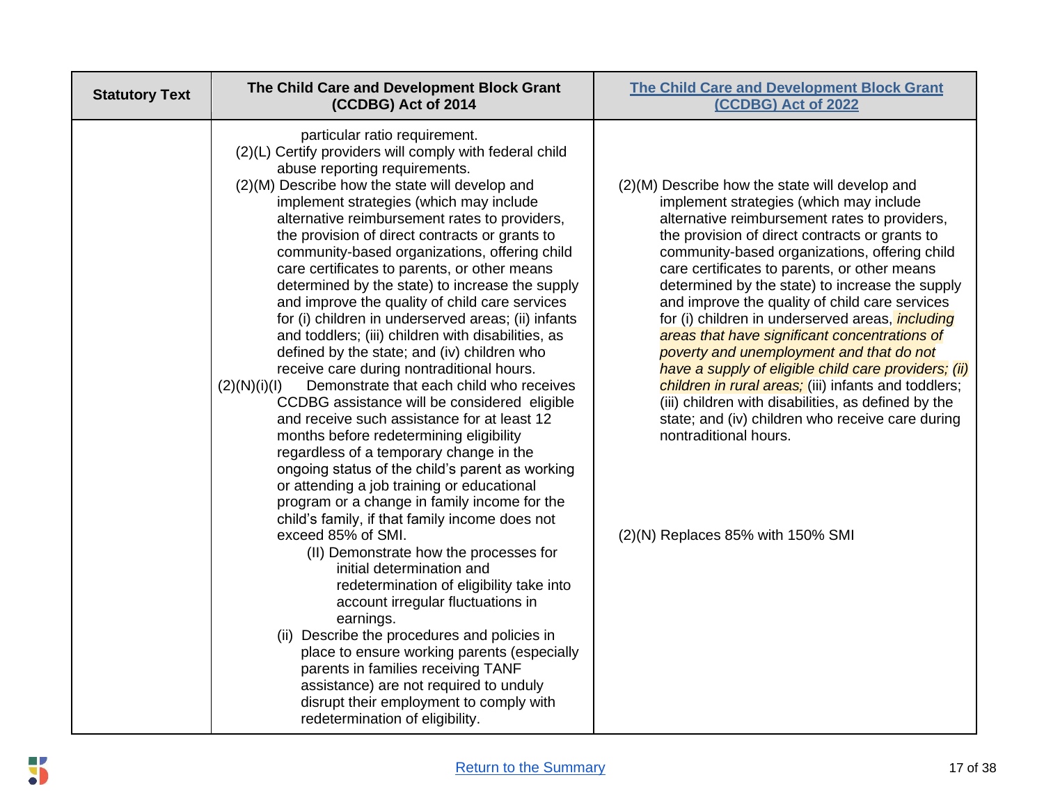| Statutory Text | The Child Care and Development Block Grant (CCDBG) Act of 2014 | The Child Care and Development Block Grant (CCDBG) Act of 2022 |
|---|---|---|
| | particular ratio requirement.<br>(2)(L) Certify providers will comply with federal child abuse reporting requirements.<br>(2)(M) Describe how the state will develop and implement strategies (which may include alternative reimbursement rates to providers, the provision of direct contracts or grants to community-based organizations, offering child care certificates to parents, or other means determined by the state) to increase the supply and improve the quality of child care services for (i) children in underserved areas; (ii) infants and toddlers; (iii) children with disabilities, as defined by the state; and (iv) children who receive care during nontraditional hours.<br>(2)(N)(i)(I) Demonstrate that each child who receives CCDBG assistance will be considered eligible and receive such assistance for at least 12 months before redetermining eligibility regardless of a temporary change in the ongoing status of the child's parent as working or attending a job training or educational program or a change in family income for the child's family, if that family income does not exceed 85% of SMI.<br>(II) Demonstrate how the processes for initial determination and redetermination of eligibility take into account irregular fluctuations in earnings.<br>(ii) Describe the procedures and policies in place to ensure working parents (especially parents in families receiving TANF assistance) are not required to unduly disrupt their employment to comply with redetermination of eligibility. | (2)(M) Describe how the state will develop and implement strategies (which may include alternative reimbursement rates to providers, the provision of direct contracts or grants to community-based organizations, offering child care certificates to parents, or other means determined by the state) to increase the supply and improve the quality of child care services for (i) children in underserved areas, *including areas that have significant concentrations of poverty and unemployment and that do not have a supply of eligible child care providers; (ii) children in rural areas;* (iii) infants and toddlers; (iii) children with disabilities, as defined by the state; and (iv) children who receive care during nontraditional hours.<br><br>(2)(N) Replaces 85% with 150% SMI |

[Return to the Summary]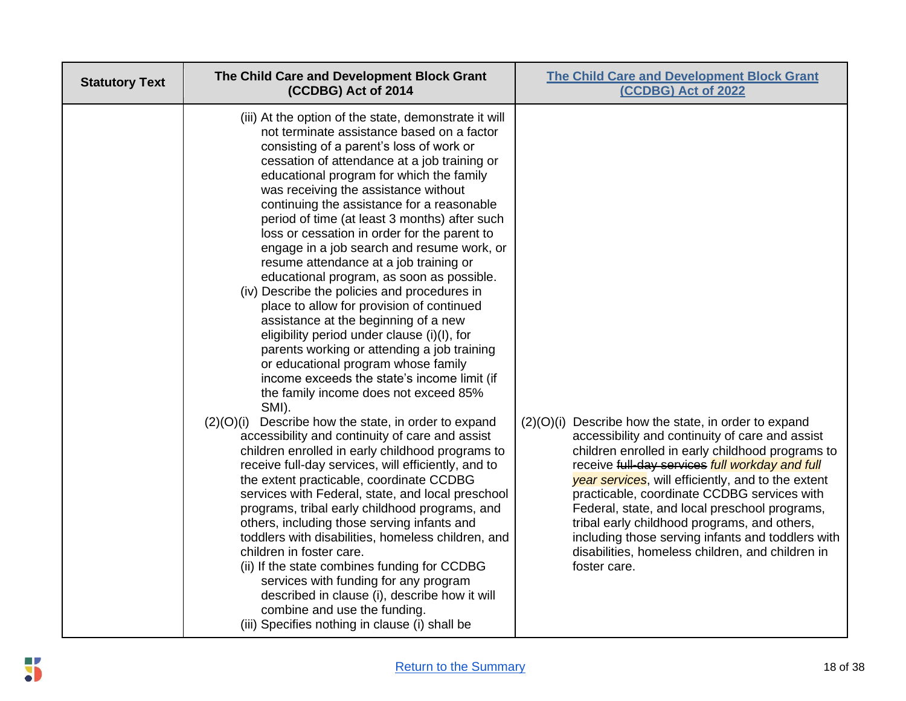| Statutory Text | The Child Care and Development Block Grant (CCDBG) Act of 2014 | [The Child Care and Development Block Grant (CCDBG) Act of 2022]() |
| --- | --- | --- |
| | (iii) At the option of the state, demonstrate it will not terminate assistance based on a factor consisting of a parent's loss of work or cessation of attendance at a job training or educational program for which the family was receiving the assistance without continuing the assistance for a reasonable period of time (at least 3 months) after such loss or cessation in order for the parent to engage in a job search and resume work, or resume attendance at a job training or educational program, as soon as possible.<br>(iv) Describe the policies and procedures in place to allow for provision of continued assistance at the beginning of a new eligibility period under clause (i)(I), for parents working or attending a job training or educational program whose family income exceeds the state's income limit (if the family income does not exceed 85% SMI).<br>(2)(O)(i) Describe how the state, in order to expand accessibility and continuity of care and assist children enrolled in early childhood programs to receive full-day services, will efficiently, and to the extent practicable, coordinate CCDBG services with Federal, state, and local preschool programs, tribal early childhood programs, and others, including those serving infants and toddlers with disabilities, homeless children, and children in foster care.<br>(ii) If the state combines funding for CCDBG services with funding for any program described in clause (i), describe how it will combine and use the funding.<br>(iii) Specifies nothing in clause (i) shall be | (2)(O)(i) Describe how the state, in order to expand accessibility and continuity of care and assist children enrolled in early childhood programs to receive ~~full-day services~~ *full workday and full year services*, will efficiently, and to the extent practicable, coordinate CCDBG services with Federal, state, and local preschool programs, tribal early childhood programs, and others, including those serving infants and toddlers with disabilities, homeless children, and children in foster care. |

[Return to the Summary]()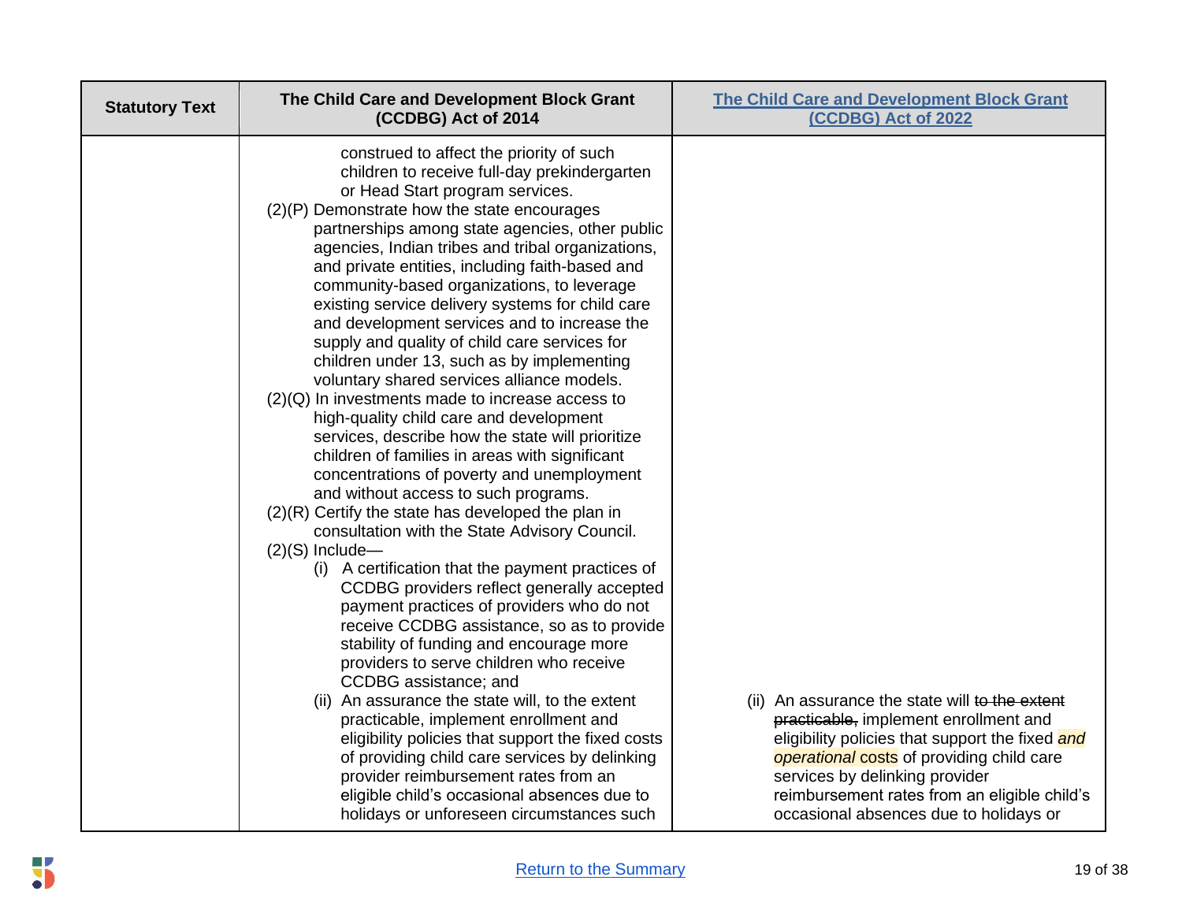| Statutory Text | The Child Care and Development Block Grant (CCDBG) Act of 2014 | [The Child Care and Development Block Grant (CCDBG) Act of 2022](#) |
|---|---|---|
| | construed to affect the priority of such children to receive full-day prekindergarten or Head Start program services.<br>(2)(P) Demonstrate how the state encourages partnerships among state agencies, other public agencies, Indian tribes and tribal organizations, and private entities, including faith-based and community-based organizations, to leverage existing service delivery systems for child care and development services and to increase the supply and quality of child care services for children under 13, such as by implementing voluntary shared services alliance models.<br>(2)(Q) In investments made to increase access to high-quality child care and development services, describe how the state will prioritize children of families in areas with significant concentrations of poverty and unemployment and without access to such programs.<br>(2)(R) Certify the state has developed the plan in consultation with the State Advisory Council.<br>(2)(S) Include—<br>(i) A certification that the payment practices of CCDBG providers reflect generally accepted payment practices of providers who do not receive CCDBG assistance, so as to provide stability of funding and encourage more providers to serve children who receive CCDBG assistance; and<br>(ii) An assurance the state will, to the extent practicable, implement enrollment and eligibility policies that support the fixed costs of providing child care services by delinking provider reimbursement rates from an eligible child's occasional absences due to holidays or unforeseen circumstances such | (ii) An assurance the state will ~~to the extent practicable,~~ implement enrollment and eligibility policies that support the fixed *and operational* costs of providing child care services by delinking provider reimbursement rates from an eligible child's occasional absences due to holidays or |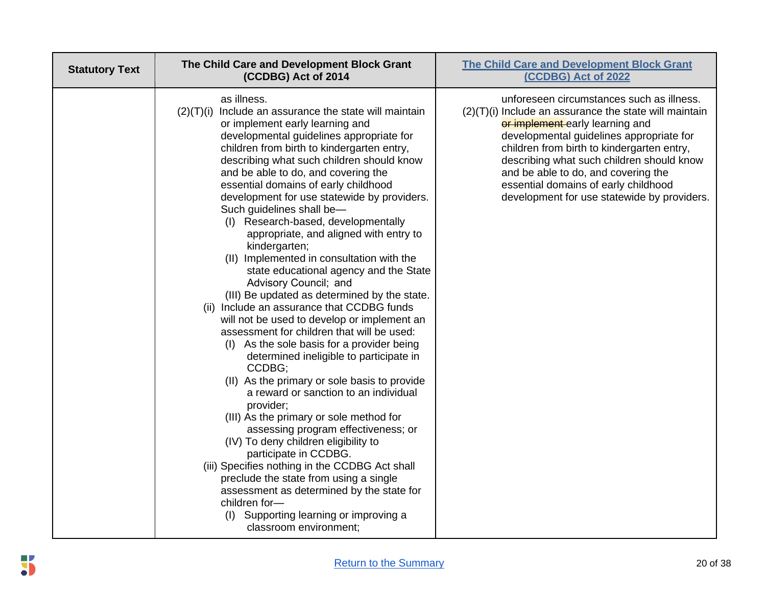| Statutory Text | The Child Care and Development Block Grant (CCDBG) Act of 2014 | [The Child Care and Development Block Grant (CCDBG) Act of 2022]() |
|---|---|---|
| | as illness.<br>(2)(T)(i) Include an assurance the state will maintain or implement early learning and developmental guidelines appropriate for children from birth to kindergarten entry, describing what such children should know and be able to do, and covering the essential domains of early childhood development for use statewide by providers. Such guidelines shall be—<br>(I) Research-based, developmentally appropriate, and aligned with entry to kindergarten;<br>(II) Implemented in consultation with the state educational agency and the State Advisory Council; and<br>(III) Be updated as determined by the state.<br>(ii) Include an assurance that CCDBG funds will not be used to develop or implement an assessment for children that will be used:<br>(I) As the sole basis for a provider being determined ineligible to participate in CCDBG;<br>(II) As the primary or sole basis to provide a reward or sanction to an individual provider;<br>(III) As the primary or sole method for assessing program effectiveness; or<br>(IV) To deny children eligibility to participate in CCDBG.<br>(iii) Specifies nothing in the CCDBG Act shall preclude the state from using a single assessment as determined by the state for children for—<br>(I) Supporting learning or improving a classroom environment; | unforeseen circumstances such as illness.<br>(2)(T)(i) Include an assurance the state will maintain ~~or implement~~ early learning and developmental guidelines appropriate for children from birth to kindergarten entry, describing what such children should know and be able to do, and covering the essential domains of early childhood development for use statewide by providers. |

[Return to the Summary]()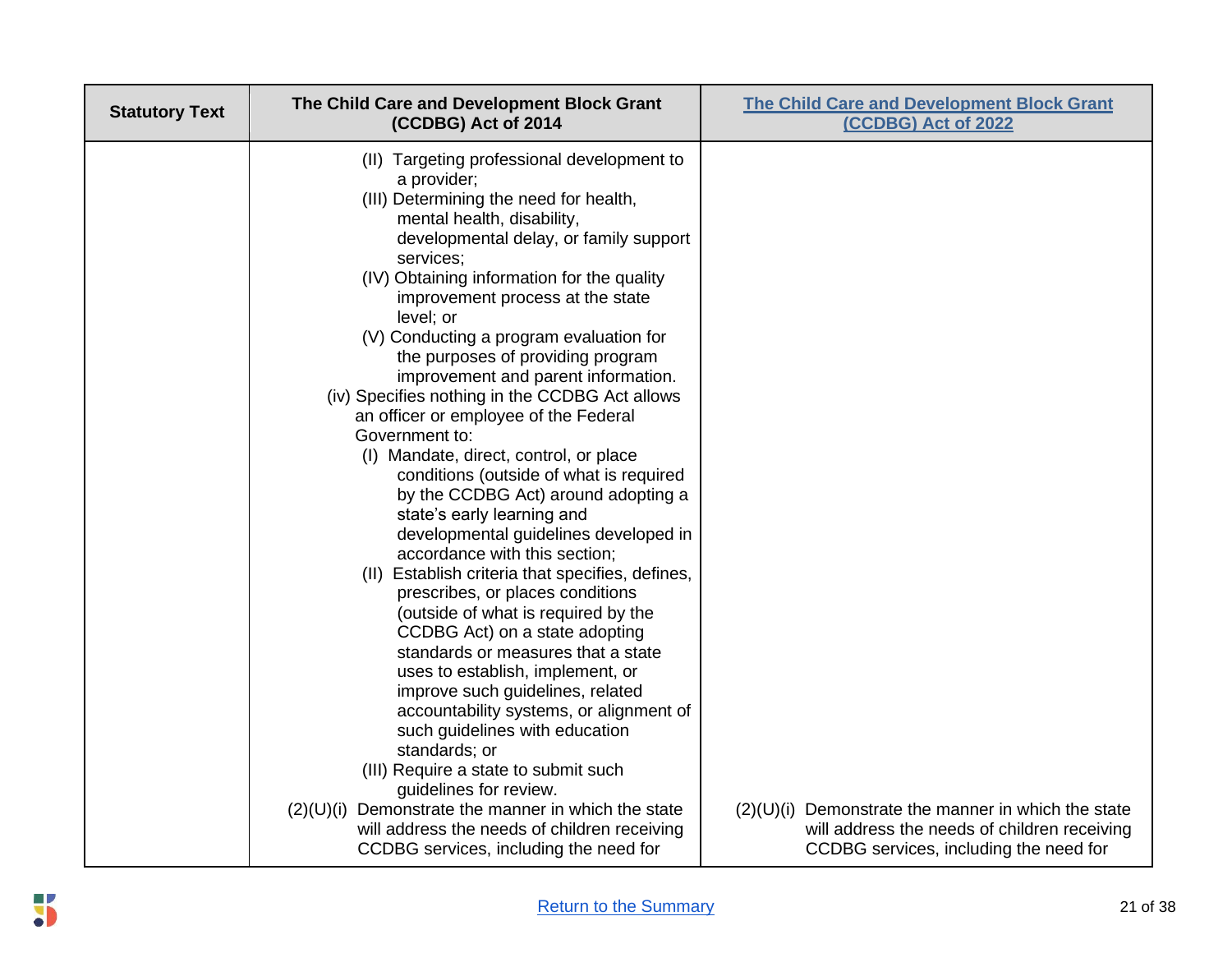| Statistical Text | The Child Care and Development Block Grant (CCDBG) Act of 2014 | The Child Care and Development Block Grant (CCDBG) Act of 2022 |
| --- | --- | --- |
| | (II) Targeting professional development to a provider;<br>(III) Determining the need for health, mental health, disability, developmental delay, or family support services;<br>(IV) Obtaining information for the quality improvement process at the state level; or<br>(V) Conducting a program evaluation for the purposes of providing program improvement and parent information.<br>(iv) Specifies nothing in the CCDBG Act allows an officer or employee of the Federal Government to:<br>(I) Mandate, direct, control, or place conditions (outside of what is required by the CCDBG Act) around adopting a state's early learning and developmental guidelines developed in accordance with this section;<br>(II) Establish criteria that specifies, defines, prescribes, or places conditions (outside of what is required by the CCDBG Act) on a state adopting standards or measures that a state uses to establish, implement, or improve such guidelines, related accountability systems, or alignment of such guidelines with education standards; or<br>(III) Require a state to submit such guidelines for review.<br>(2)(U)(i) Demonstrate the manner in which the state will address the needs of children receiving CCDBG services, including the need for | (2)(U)(i) Demonstrate the manner in which the state will address the needs of children receiving CCDBG services, including the need for |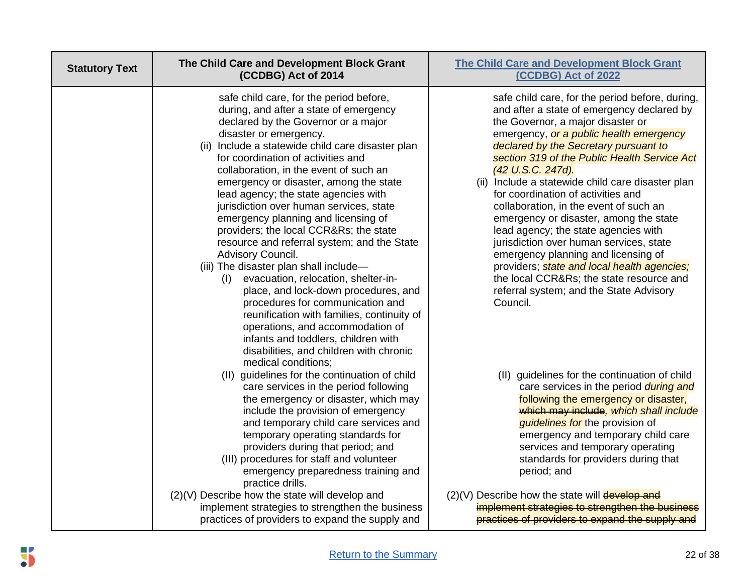| Statutory Text | The Child Care and Development Block Grant (CCDBG) Act of 2014 | The Child Care and Development Block Grant (CCDBG) Act of 2022 |
|---|---|---|
| | safe child care, for the period before, during, and after a state of emergency declared by the Governor or a major disaster or emergency.<br>(ii) Include a statewide child care disaster plan for coordination of activities and collaboration, in the event of such an emergency or disaster, among the state lead agency; the state agencies with jurisdiction over human services, state emergency planning and licensing of providers; the local CCR&Rs; the state resource and referral system; and the State Advisory Council.<br>(iii) The disaster plan shall include—<br>(I) evacuation, relocation, shelter-in-place, and lock-down procedures, and procedures for communication and reunification with families, continuity of operations, and accommodation of infants and toddlers, children with disabilities, and children with chronic medical conditions;<br>(II) guidelines for the continuation of child care services in the period following the emergency or disaster, which may include the provision of emergency and temporary child care services and temporary operating standards for providers during that period; and<br>(III) procedures for staff and volunteer emergency preparedness training and practice drills.<br>(2)(V) Describe how the state will develop and implement strategies to strengthen the business practices of providers to expand the supply and | safe child care, for the period before, during, and after a state of emergency declared by the Governor, a major disaster or emergency, *or a public health emergency declared by the Secretary pursuant to section 319 of the Public Health Service Act (42 U.S.C. 247d).*<br>(ii) Include a statewide child care disaster plan for coordination of activities and collaboration, in the event of such an emergency or disaster, among the state lead agency; the state agencies with jurisdiction over human services, state emergency planning and licensing of providers; *state and local health agencies;* the local CCR&Rs; the state resource and referral system; and the State Advisory Council.<br>(II) guidelines for the continuation of child care services in the period *during and* following the emergency or disaster, ~~which may include~~*, which shall include guidelines for* the provision of emergency and temporary child care services and temporary operating standards for providers during that period; and<br>(2)(V) Describe how the state will ~~develop and implement strategies to strengthen the business practices of providers to expand the supply and~~ |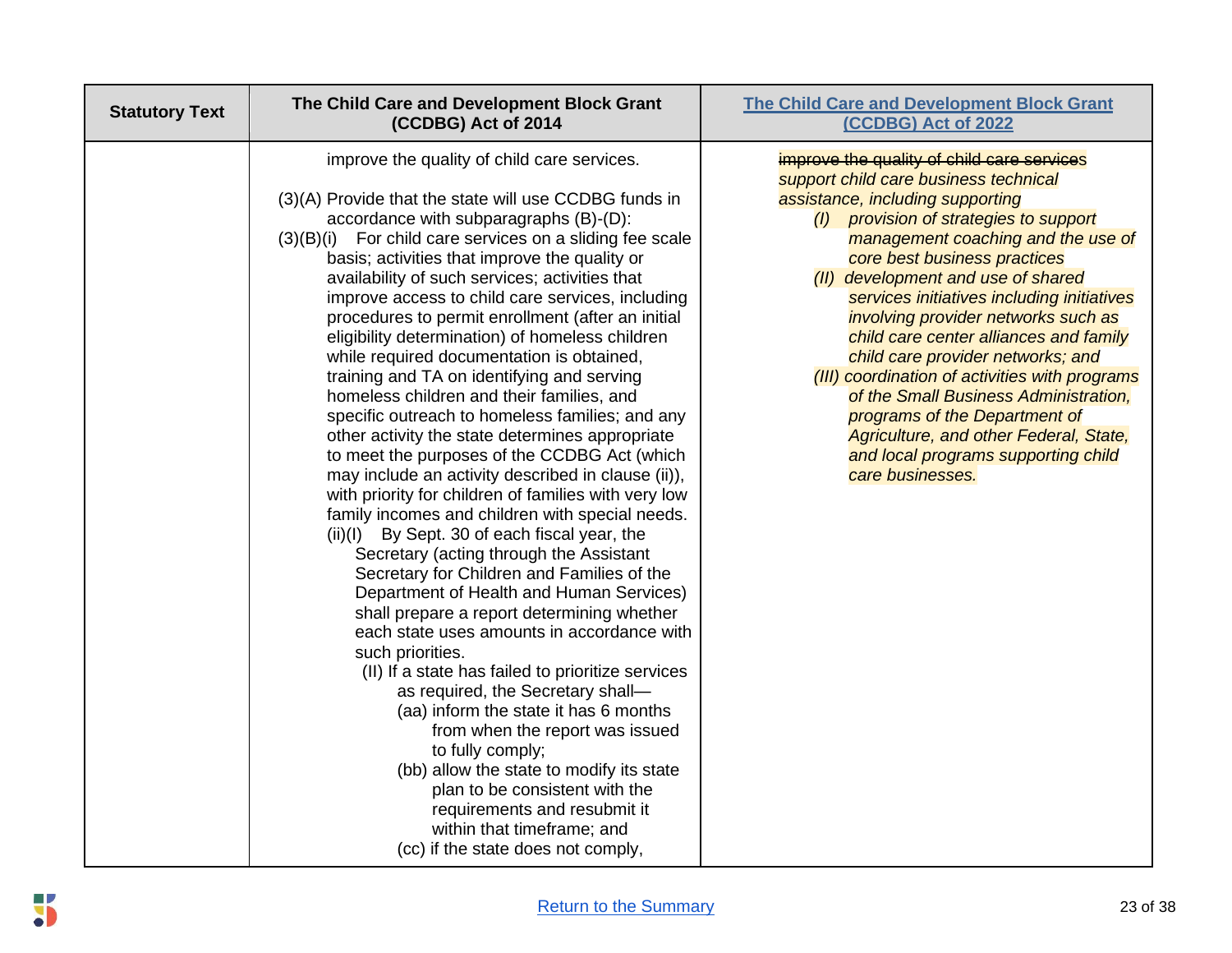| Statutory Text | The Child Care and Development Block Grant (CCDBG) Act of 2014 | [The Child Care and Development Block Grant (CCDBG) Act of 2022](#) |
|---|---|---|
| | improve the quality of child care services.<br><br>(3)(A) Provide that the state will use CCDBG funds in accordance with subparagraphs (B)-(D):<br>(3)(B)(i) For child care services on a sliding fee scale basis; activities that improve the quality or availability of such services; activities that improve access to child care services, including procedures to permit enrollment (after an initial eligibility determination) of homeless children while required documentation is obtained, training and TA on identifying and serving homeless children and their families, and specific outreach to homeless families; and any other activity the state determines appropriate to meet the purposes of the CCDBG Act (which may include an activity described in clause (ii)), with priority for children of families with very low family incomes and children with special needs.<br>(ii)(I) By Sept. 30 of each fiscal year, the Secretary (acting through the Assistant Secretary for Children and Families of the Department of Health and Human Services) shall prepare a report determining whether each state uses amounts in accordance with such priorities.<br>(II) If a state has failed to prioritize services as required, the Secretary shall—<br>(aa) inform the state it has 6 months from when the report was issued to fully comply;<br>(bb) allow the state to modify its state plan to be consistent with the requirements and resubmit it within that timeframe; and<br>(cc) if the state does not comply, | ~~improve the quality of child care services~~ *support child care business technical assistance, including supporting*<br>*(I) provision of strategies to support management coaching and the use of core best business practices*<br>*(II) development and use of shared services initiatives including initiatives involving provider networks such as child care center alliances and family child care provider networks; and*<br>*(III) coordination of activities with programs of the Small Business Administration, programs of the Department of Agriculture, and other Federal, State, and local programs supporting child care businesses.* |

[Return to the Summary](#)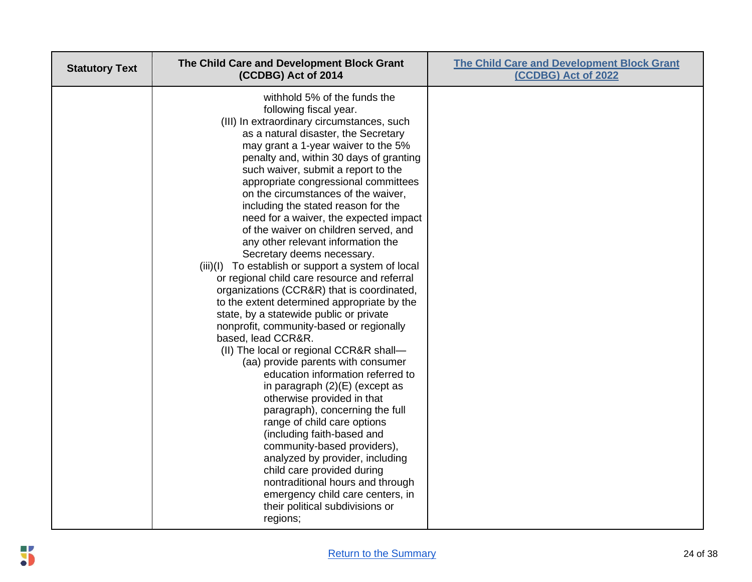| Statutory Text | The Child Care and Development Block Grant (CCDBG) Act of 2014 | [The Child Care and Development Block Grant (CCDBG) Act of 2022]() |
|---|---|---|
| | withhold 5% of the funds the following fiscal year.<br>(III) In extraordinary circumstances, such as a natural disaster, the Secretary may grant a 1-year waiver to the 5% penalty and, within 30 days of granting such waiver, submit a report to the appropriate congressional committees on the circumstances of the waiver, including the stated reason for the need for a waiver, the expected impact of the waiver on children served, and any other relevant information the Secretary deems necessary.<br>(iii)(I) To establish or support a system of local or regional child care resource and referral organizations (CCR&R) that is coordinated, to the extent determined appropriate by the state, by a statewide public or private nonprofit, community-based or regionally based, lead CCR&R.<br>(II) The local or regional CCR&R shall—<br>(aa) provide parents with consumer education information referred to in paragraph (2)(E) (except as otherwise provided in that paragraph), concerning the full range of child care options (including faith-based and community-based providers), analyzed by provider, including child care provided during nontraditional hours and through emergency child care centers, in their political subdivisions or regions; | |

[Return to the Summary]()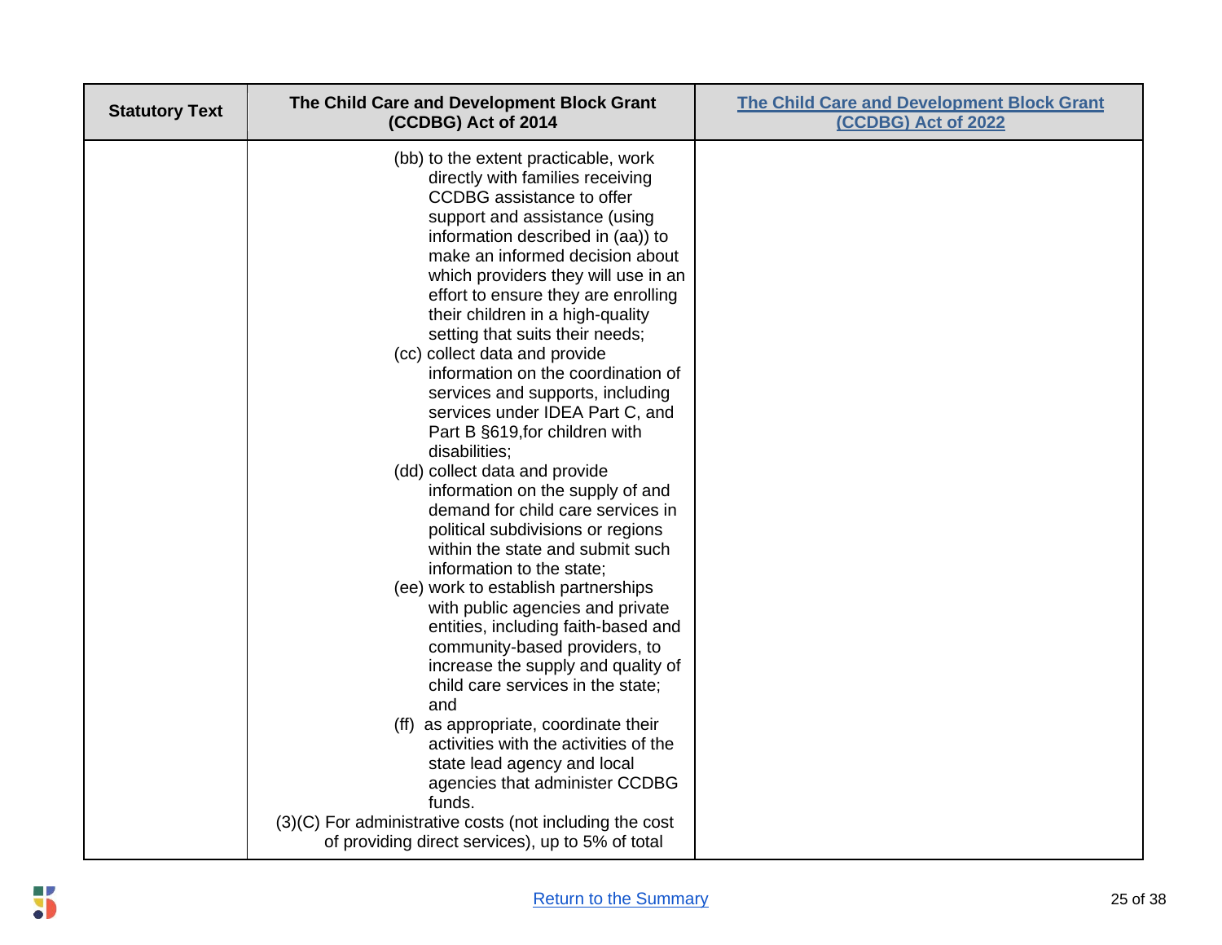| Statutory Text | The Child Care and Development Block Grant (CCDBG) Act of 2014 | [The Child Care and Development Block Grant (CCDBG) Act of 2022](#) |
|---|---|---|
| | (bb) to the extent practicable, work directly with families receiving CCDBG assistance to offer support and assistance (using information described in (aa)) to make an informed decision about which providers they will use in an effort to ensure they are enrolling their children in a high-quality setting that suits their needs;<br>(cc) collect data and provide information on the coordination of services and supports, including services under IDEA Part C, and Part B §619,for children with disabilities;<br>(dd) collect data and provide information on the supply of and demand for child care services in political subdivisions or regions within the state and submit such information to the state;<br>(ee) work to establish partnerships with public agencies and private entities, including faith-based and community-based providers, to increase the supply and quality of child care services in the state; and<br>(ff) as appropriate, coordinate their activities with the activities of the state lead agency and local agencies that administer CCDBG funds.<br>(3)(C) For administrative costs (not including the cost of providing direct services), up to 5% of total | |

[Return to the Summary](#)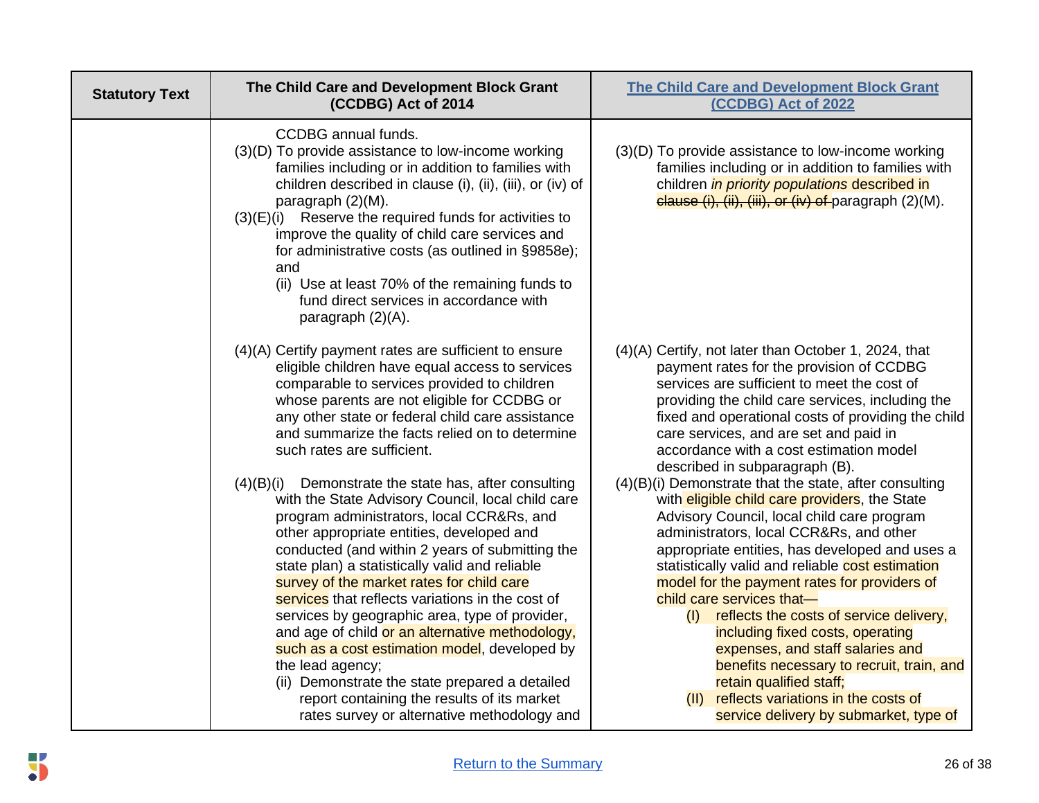| Statutory Text | The Child Care and Development Block Grant (CCDBG) Act of 2014 | The Child Care and Development Block Grant (CCDBG) Act of 2022 |
|---|---|---|
| | CCDBG annual funds.<br>(3)(D) To provide assistance to low-income working families including or in addition to families with children described in clause (i), (ii), (iii), or (iv) of paragraph (2)(M).<br>(3)(E)(i) Reserve the required funds for activities to improve the quality of child care services and for administrative costs (as outlined in §9858e); and<br>(ii) Use at least 70% of the remaining funds to fund direct services in accordance with paragraph (2)(A). | (3)(D) To provide assistance to low-income working families including or in addition to families with children *in priority populations* described in ~~clause (i), (ii), (iii), or (iv) of~~ paragraph (2)(M). |
| | (4)(A) Certify payment rates are sufficient to ensure eligible children have equal access to services comparable to services provided to children whose parents are not eligible for CCDBG or any other state or federal child care assistance and summarize the facts relied on to determine such rates are sufficient. | (4)(A) Certify, not later than October 1, 2024, that payment rates for the provision of CCDBG services are sufficient to meet the cost of providing the child care services, including the fixed and operational costs of providing the child care services, and are set and paid in accordance with a cost estimation model described in subparagraph (B). |
| | (4)(B)(i) Demonstrate the state has, after consulting with the State Advisory Council, local child care program administrators, local CCR&Rs, and other appropriate entities, developed and conducted (and within 2 years of submitting the state plan) a statistically valid and reliable survey of the market rates for child care services that reflects variations in the cost of services by geographic area, type of provider, and age of child or an alternative methodology, such as a cost estimation model, developed by the lead agency;<br>(ii) Demonstrate the state prepared a detailed report containing the results of its market rates survey or alternative methodology and | (4)(B)(i) Demonstrate that the state, after consulting with eligible child care providers, the State Advisory Council, local child care program administrators, local CCR&Rs, and other appropriate entities, has developed and uses a statistically valid and reliable cost estimation model for the payment rates for providers of child care services that—<br>(I) reflects the costs of service delivery, including fixed costs, operating expenses, and staff salaries and benefits necessary to recruit, train, and retain qualified staff;<br>(II) reflects variations in the costs of service delivery by submarket, type of |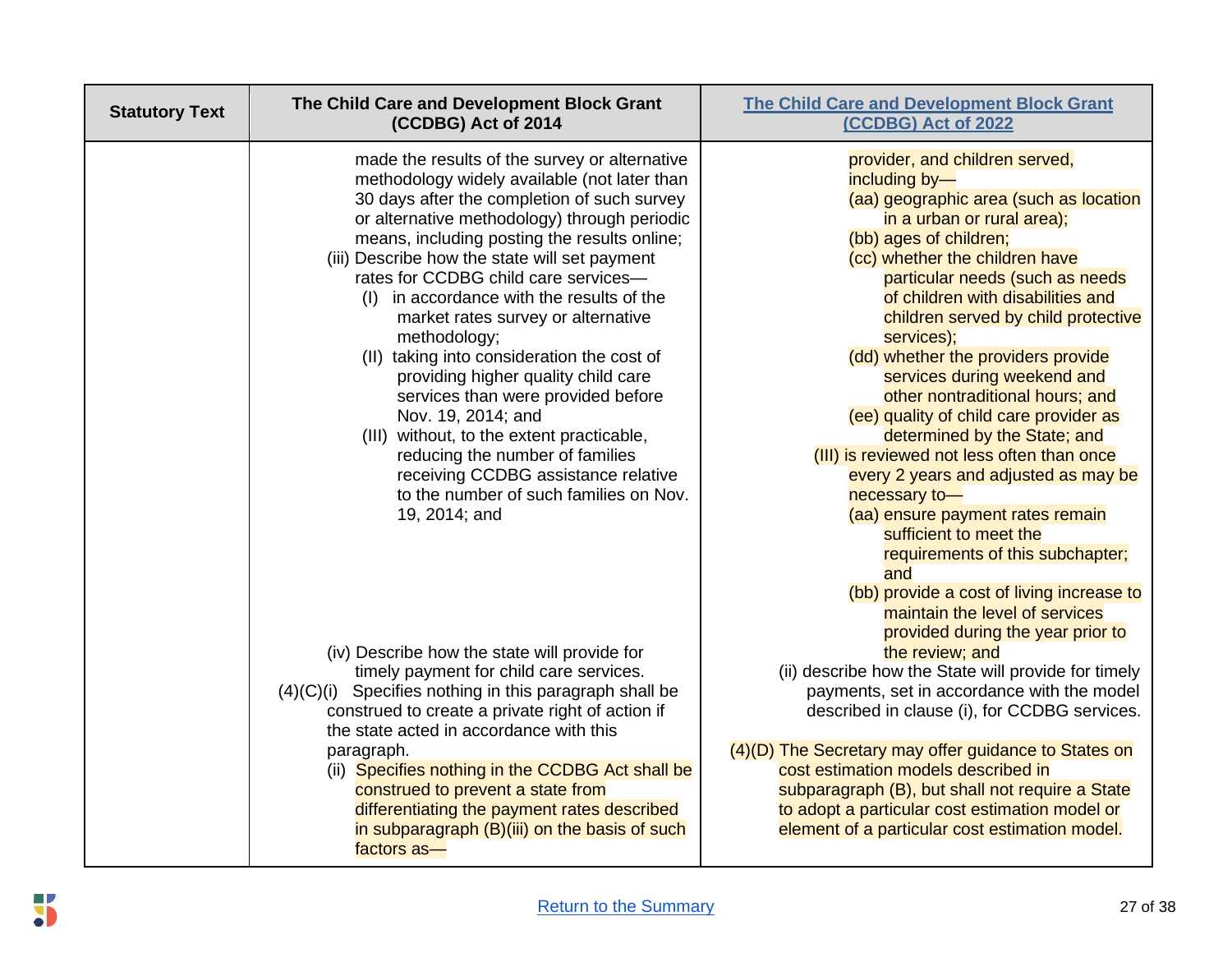| Statistory Text | The Child Care and Development Block Grant (CCDBG) Act of 2014 | [The Child Care and Development Block Grant (CCDBG) Act of 2022]() |
|---|---|---|
| | made the results of the survey or alternative methodology widely available (not later than 30 days after the completion of such survey or alternative methodology) through periodic means, including posting the results online;<br>(iii) Describe how the state will set payment rates for CCDBG child care services—<br>(I) in accordance with the results of the market rates survey or alternative methodology;<br>(II) taking into consideration the cost of providing higher quality child care services than were provided before Nov. 19, 2014; and<br>(III) without, to the extent practicable, reducing the number of families receiving CCDBG assistance relative to the number of such families on Nov. 19, 2014; and<br><br>(iv) Describe how the state will provide for timely payment for child care services.<br>(4)(C)(i) Specifies nothing in this paragraph shall be construed to create a private right of action if the state acted in accordance with this paragraph.<br>(ii) Specifies nothing in the CCDBG Act shall be construed to prevent a state from differentiating the payment rates described in subparagraph (B)(iii) on the basis of such factors as— | provider, and children served, including by—<br>(aa) geographic area (such as location in a urban or rural area);<br>(bb) ages of children;<br>(cc) whether the children have particular needs (such as needs of children with disabilities and children served by child protective services);<br>(dd) whether the providers provide services during weekend and other nontraditional hours; and<br>(ee) quality of child care provider as determined by the State; and<br>(III) is reviewed not less often than once every 2 years and adjusted as may be necessary to—<br>(aa) ensure payment rates remain sufficient to meet the requirements of this subchapter; and<br>(bb) provide a cost of living increase to maintain the level of services provided during the year prior to the review; and<br>(ii) describe how the State will provide for timely payments, set in accordance with the model described in clause (i), for CCDBG services.<br><br>(4)(D) The Secretary may offer guidance to States on cost estimation models described in subparagraph (B), but shall not require a State to adopt a particular cost estimation model or element of a particular cost estimation model. |

[Return to the Summary]()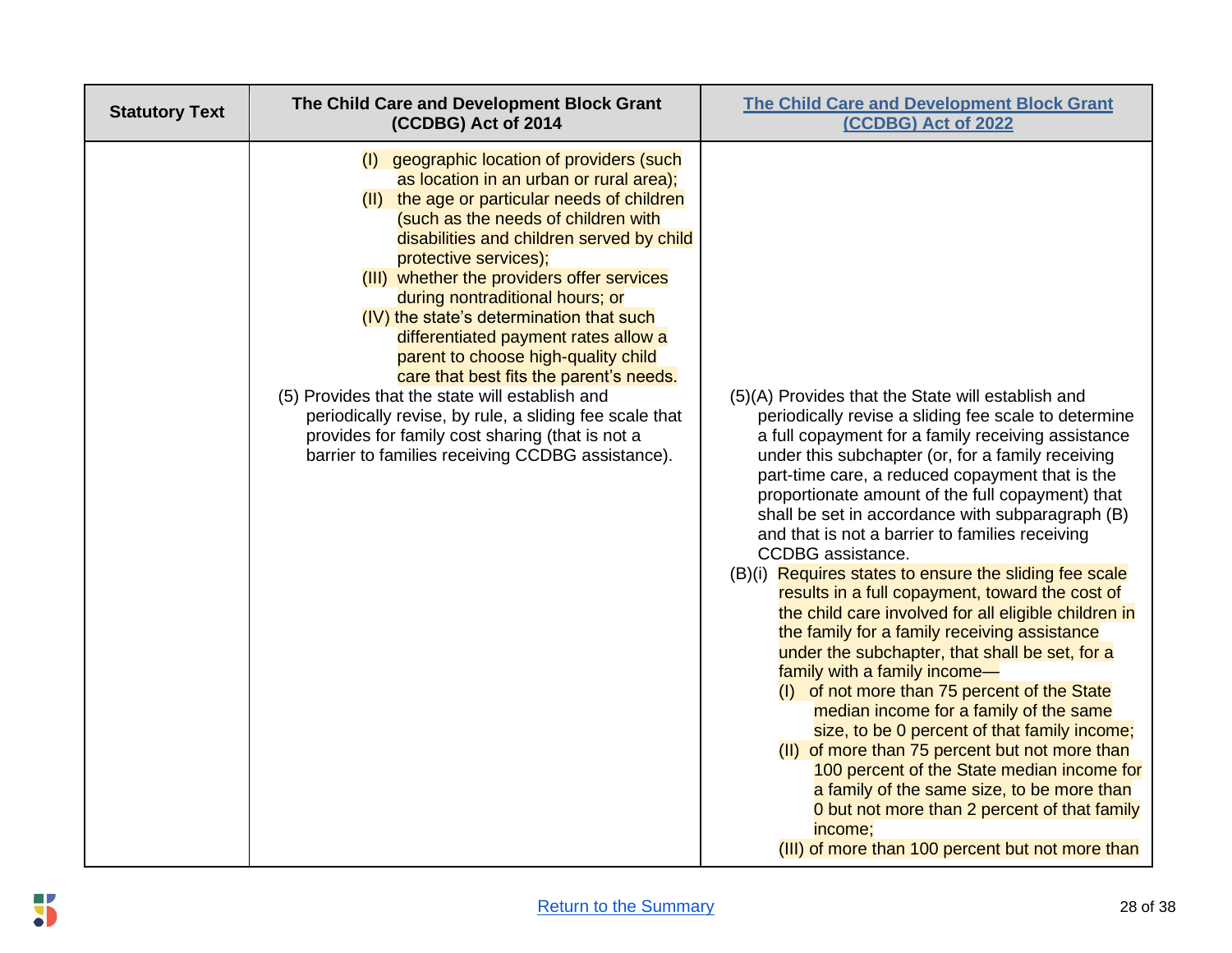| Statutory Text | The Child Care and Development Block Grant (CCDBG) Act of 2014 | [The Child Care and Development Block Grant (CCDBG) Act of 2022](#) |
|---|---|---|
| | (I) geographic location of providers (such as location in an urban or rural area);<br>(II) the age or particular needs of children (such as the needs of children with disabilities and children served by child protective services);<br>(III) whether the providers offer services during nontraditional hours; or<br>(IV) the state's determination that such differentiated payment rates allow a parent to choose high-quality child care that best fits the parent's needs.<br>(5) Provides that the state will establish and periodically revise, by rule, a sliding fee scale that provides for family cost sharing (that is not a barrier to families receiving CCDBG assistance). | (5)(A) Provides that the State will establish and periodically revise a sliding fee scale to determine a full copayment for a family receiving assistance under this subchapter (or, for a family receiving part-time care, a reduced copayment that is the proportionate amount of the full copayment) that shall be set in accordance with subparagraph (B) and that is not a barrier to families receiving CCDBG assistance.<br>(B)(i) Requires states to ensure the sliding fee scale results in a full copayment, toward the cost of the child care involved for all eligible children in the family for a family receiving assistance under the subchapter, that shall be set, for a family with a family income—<br>(I) of not more than 75 percent of the State median income for a family of the same size, to be 0 percent of that family income;<br>(II) of more than 75 percent but not more than 100 percent of the State median income for a family of the same size, to be more than 0 but not more than 2 percent of that family income;<br>(III) of more than 100 percent but not more than |

[Return to the Summary](#)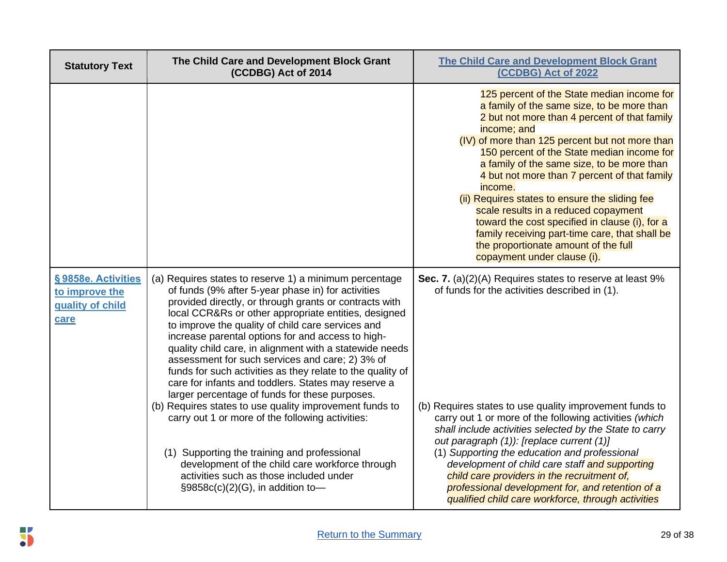| Statutory Text | The Child Care and Development Block Grant (CCDBG) Act of 2014 | [The Child Care and Development Block Grant (CCDBG) Act of 2022](#) |
|---|---|---|
| | | 125 percent of the State median income for a family of the same size, to be more than 2 but not more than 4 percent of that family income; and<br>(IV) of more than 125 percent but not more than 150 percent of the State median income for a family of the same size, to be more than 4 but not more than 7 percent of that family income.<br>(ii) Requires states to ensure the sliding fee scale results in a reduced copayment toward the cost specified in clause (i), for a family receiving part-time care, that shall be the proportionate amount of the full copayment under clause (i). |
| [§ 9858e. Activities to improve the quality of child care](#) | (a) Requires states to reserve 1) a minimum percentage of funds (9% after 5-year phase in) for activities provided directly, or through grants or contracts with local CCR&Rs or other appropriate entities, designed to improve the quality of child care services and increase parental options for and access to high-quality child care, in alignment with a statewide needs assessment for such services and care; 2) 3% of funds for such activities as they relate to the quality of care for infants and toddlers. States may reserve a larger percentage of funds for these purposes.<br>(b) Requires states to use quality improvement funds to carry out 1 or more of the following activities:<br>(1) Supporting the training and professional development of the child care workforce through activities such as those included under §9858c(c)(2)(G), in addition to— | **Sec. 7.** (a)(2)(A) Requires states to reserve at least 9% of funds for the activities described in (1).<br>(b) Requires states to use quality improvement funds to carry out 1 or more of the following activities *(which shall include activities selected by the State to carry out paragraph (1)): [replace current (1)]*<br>(1) *Supporting the education and professional development of child care staff and supporting child care providers in the recruitment of, professional development for, and retention of a qualified child care workforce, through activities* |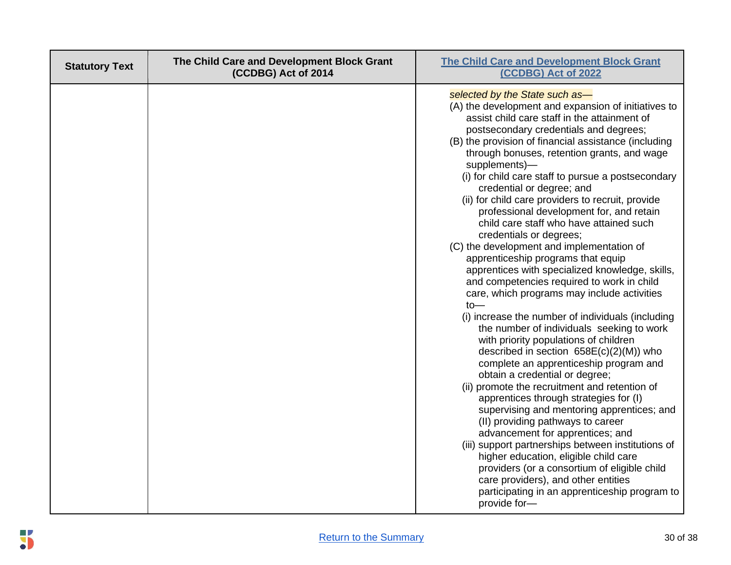| Statutory Text | The Child Care and Development Block Grant (CCDBG) Act of 2014 | [The Child Care and Development Block Grant (CCDBG) Act of 2022](#) |
|---|---|---|
| | | *selected by the State such as—*<br>(A) the development and expansion of initiatives to assist child care staff in the attainment of postsecondary credentials and degrees;<br>(B) the provision of financial assistance (including through bonuses, retention grants, and wage supplements)—<br>(i) for child care staff to pursue a postsecondary credential or degree; and<br>(ii) for child care providers to recruit, provide professional development for, and retain child care staff who have attained such credentials or degrees;<br>(C) the development and implementation of apprenticeship programs that equip apprentices with specialized knowledge, skills, and competencies required to work in child care, which programs may include activities to—<br>(i) increase the number of individuals (including the number of individuals seeking to work with priority populations of children described in section 658E(c)(2)(M)) who complete an apprenticeship program and obtain a credential or degree;<br>(ii) promote the recruitment and retention of apprentices through strategies for (I) supervising and mentoring apprentices; and (II) providing pathways to career advancement for apprentices; and<br>(iii) support partnerships between institutions of higher education, eligible child care providers (or a consortium of eligible child care providers), and other entities participating in an apprenticeship program to provide for— |

[Return to the Summary](#)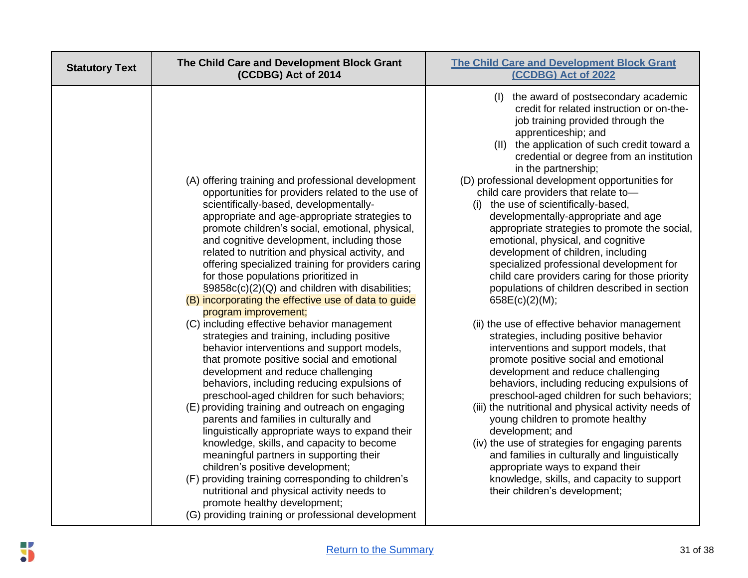| Statistical Text | The Child Care and Development Block Grant (CCDBG) Act of 2014 | The Child Care and Development Block Grant (CCDBG) Act of 2022 |
|---|---|---|
| | (A) offering training and professional development opportunities for providers related to the use of scientifically-based, developmentally-appropriate and age-appropriate strategies to promote children's social, emotional, physical, and cognitive development, including those related to nutrition and physical activity, and offering specialized training for providers caring for those populations prioritized in §9858c(c)(2)(Q) and children with disabilities;<br>(B) incorporating the effective use of data to guide program improvement;<br>(C) including effective behavior management strategies and training, including positive behavior interventions and support models, that promote positive social and emotional development and reduce challenging behaviors, including reducing expulsions of preschool-aged children for such behaviors;<br>(E) providing training and outreach on engaging parents and families in culturally and linguistically appropriate ways to expand their knowledge, skills, and capacity to become meaningful partners in supporting their children's positive development;<br>(F) providing training corresponding to children's nutritional and physical activity needs to promote healthy development;<br>(G) providing training or professional development | (I) the award of postsecondary academic credit for related instruction or on-the-job training provided through the apprenticeship; and<br>(II) the application of such credit toward a credential or degree from an institution in the partnership;<br>(D) professional development opportunities for child care providers that relate to—<br>(i) the use of scientifically-based, developmentally-appropriate and age appropriate strategies to promote the social, emotional, physical, and cognitive development of children, including specialized professional development for child care providers caring for those priority populations of children described in section 658E(c)(2)(M);<br>(ii) the use of effective behavior management strategies, including positive behavior interventions and support models, that promote positive social and emotional development and reduce challenging behaviors, including reducing expulsions of preschool-aged children for such behaviors;<br>(iii) the nutritional and physical activity needs of young children to promote healthy development; and<br>(iv) the use of strategies for engaging parents and families in culturally and linguistically appropriate ways to expand their knowledge, skills, and capacity to support their children's development; |

Return to the Summary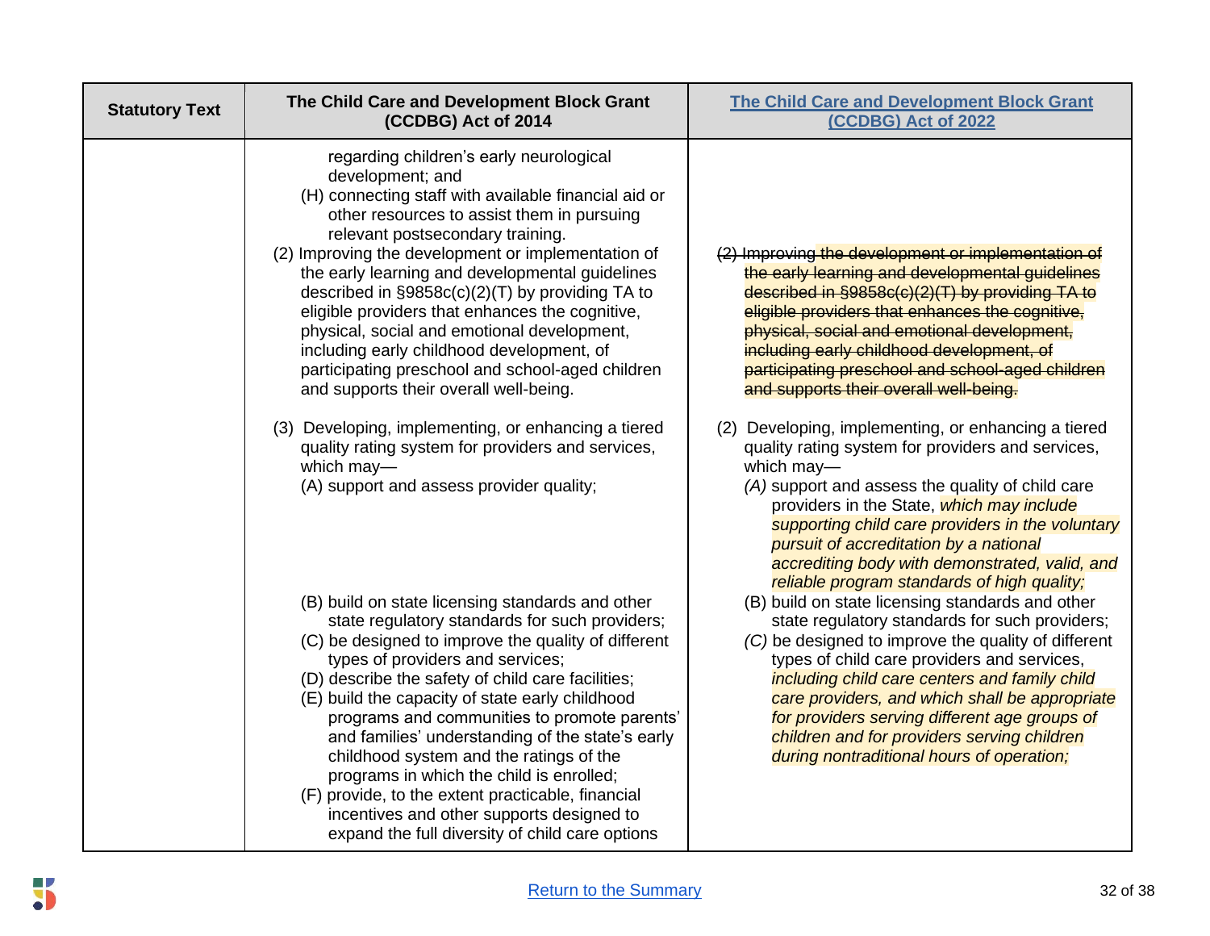| Statutory Text | The Child Care and Development Block Grant (CCDBG) Act of 2014 | [The Child Care and Development Block Grant (CCDBG) Act of 2022] |
|---|---|---|
| | regarding children's early neurological development; and<br>(H) connecting staff with available financial aid or other resources to assist them in pursuing relevant postsecondary training.<br>(2) Improving the development or implementation of the early learning and developmental guidelines described in §9858c(c)(2)(T) by providing TA to eligible providers that enhances the cognitive, physical, social and emotional development, including early childhood development, of participating preschool and school-aged children and supports their overall well-being. | ~~(2) Improving the development or implementation of the early learning and developmental guidelines described in §9858c(c)(2)(T) by providing TA to eligible providers that enhances the cognitive, physical, social and emotional development, including early childhood development, of participating preschool and school-aged children and supports their overall well-being.~~ |
| | (3) Developing, implementing, or enhancing a tiered quality rating system for providers and services, which may—<br>(A) support and assess provider quality; | (2) Developing, implementing, or enhancing a tiered quality rating system for providers and services, which may—<br>*(A)* support and assess the quality of child care providers in the State, *which may include supporting child care providers in the voluntary pursuit of accreditation by a national accrediting body with demonstrated, valid, and reliable program standards of high quality;* |
| | (B) build on state licensing standards and other state regulatory standards for such providers;<br>(C) be designed to improve the quality of different types of providers and services;<br>(D) describe the safety of child care facilities;<br>(E) build the capacity of state early childhood programs and communities to promote parents' and families' understanding of the state's early childhood system and the ratings of the programs in which the child is enrolled;<br>(F) provide, to the extent practicable, financial incentives and other supports designed to expand the full diversity of child care options | (B) build on state licensing standards and other state regulatory standards for such providers;<br>*(C)* be designed to improve the quality of different types of child care providers and services, *including child care centers and family child care providers, and which shall be appropriate for providers serving different age groups of children and for providers serving children during nontraditional hours of operation;* |

[Return to the Summary]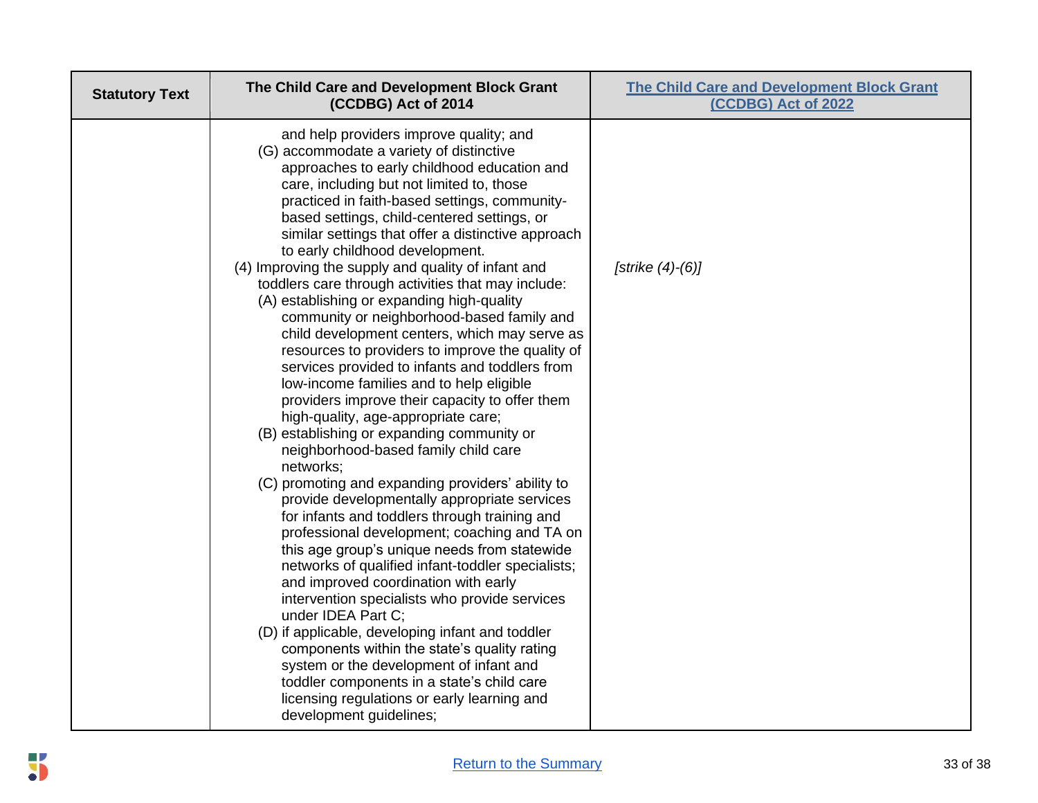| Statutory Text | The Child Care and Development Block Grant (CCDBG) Act of 2014 | [The Child Care and Development Block Grant (CCDBG) Act of 2022](#) |
|---|---|---|
| | and help providers improve quality; and<br>(G) accommodate a variety of distinctive approaches to early childhood education and care, including but not limited to, those practiced in faith-based settings, community-based settings, child-centered settings, or similar settings that offer a distinctive approach to early childhood development. | |
| | (4) Improving the supply and quality of infant and toddlers care through activities that may include:<br>(A) establishing or expanding high-quality community or neighborhood-based family and child development centers, which may serve as resources to providers to improve the quality of services provided to infants and toddlers from low-income families and to help eligible providers improve their capacity to offer them high-quality, age-appropriate care;<br>(B) establishing or expanding community or neighborhood-based family child care networks;<br>(C) promoting and expanding providers' ability to provide developmentally appropriate services for infants and toddlers through training and professional development; coaching and TA on this age group's unique needs from statewide networks of qualified infant-toddler specialists; and improved coordination with early intervention specialists who provide services under IDEA Part C;<br>(D) if applicable, developing infant and toddler components within the state's quality rating system or the development of infant and toddler components in a state's child care licensing regulations or early learning and development guidelines; | *[strike (4)-(6)]* |

[Return to the Summary](#)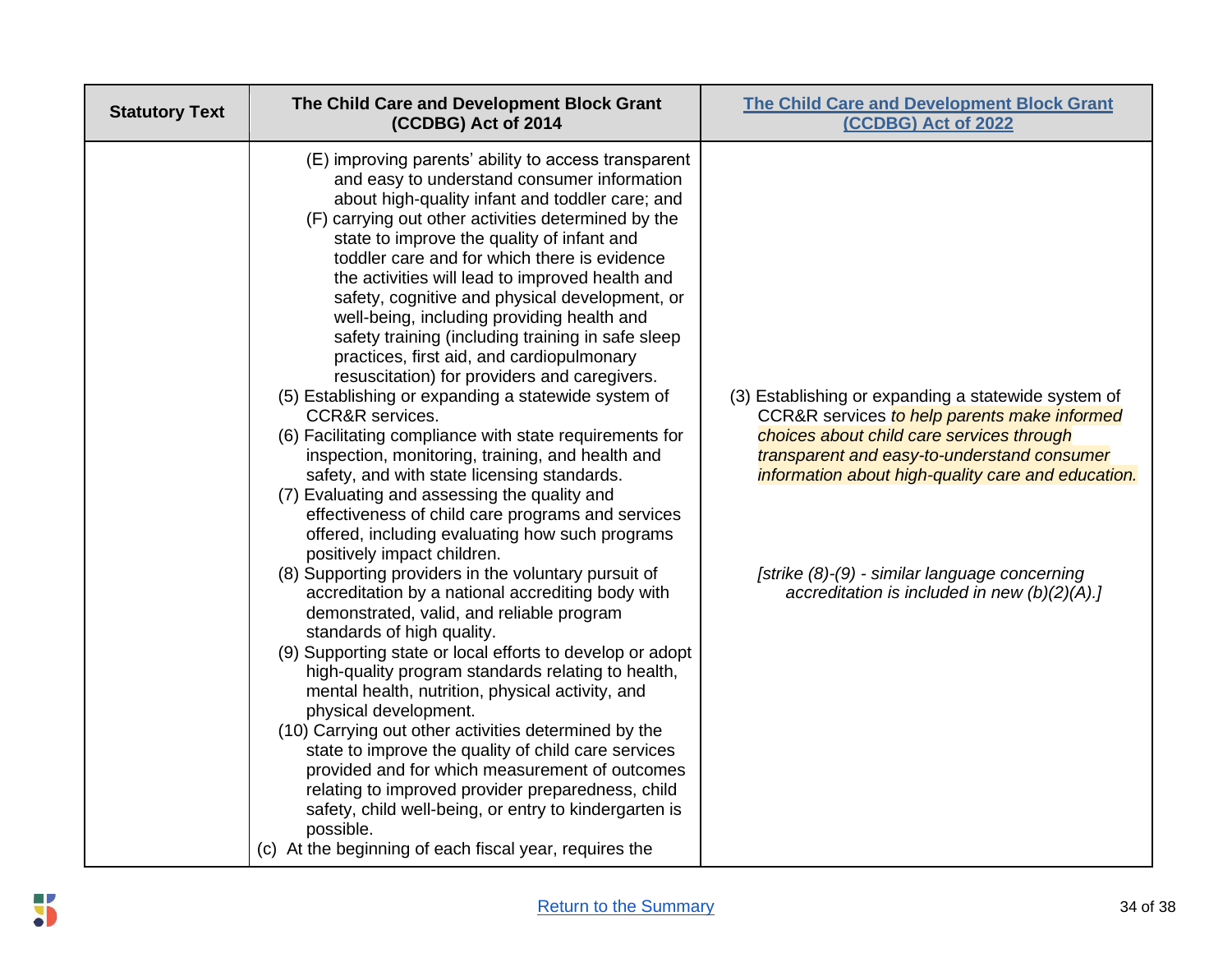| Statutory Text | The Child Care and Development Block Grant (CCDBG) Act of 2014 | [The Child Care and Development Block Grant (CCDBG) Act of 2022](#) |
|---|---|---|
| | (E) improving parents' ability to access transparent and easy to understand consumer information about high-quality infant and toddler care; and<br>(F) carrying out other activities determined by the state to improve the quality of infant and toddler care and for which there is evidence the activities will lead to improved health and safety, cognitive and physical development, or well-being, including providing health and safety training (including training in safe sleep practices, first aid, and cardiopulmonary resuscitation) for providers and caregivers.<br>(5) Establishing or expanding a statewide system of CCR&R services.<br>(6) Facilitating compliance with state requirements for inspection, monitoring, training, and health and safety, and with state licensing standards.<br>(7) Evaluating and assessing the quality and effectiveness of child care programs and services offered, including evaluating how such programs positively impact children.<br>(8) Supporting providers in the voluntary pursuit of accreditation by a national accrediting body with demonstrated, valid, and reliable program standards of high quality.<br>(9) Supporting state or local efforts to develop or adopt high-quality program standards relating to health, mental health, nutrition, physical activity, and physical development.<br>(10) Carrying out other activities determined by the state to improve the quality of child care services provided and for which measurement of outcomes relating to improved provider preparedness, child safety, child well-being, or entry to kindergarten is possible.<br>(c) At the beginning of each fiscal year, requires the | (3) Establishing or expanding a statewide system of CCR&R services *to help parents make informed choices about child care services through transparent and easy-to-understand consumer information about high-quality care and education.*<br><br>*[strike (8)-(9) - similar language concerning accreditation is included in new (b)(2)(A).]* |

[Return to the Summary](#)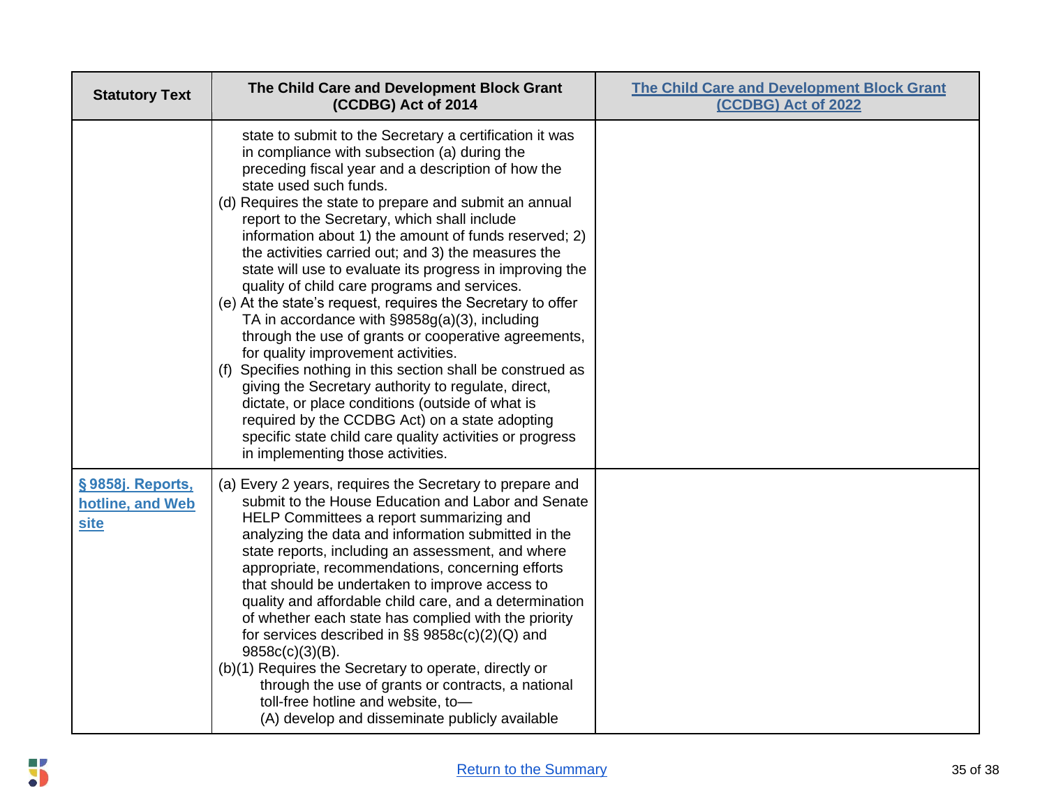| Statutory Text | The Child Care and Development Block Grant (CCDBG) Act of 2014 | [The Child Care and Development Block Grant (CCDBG) Act of 2022](#) |
|---|---|---|
| | state to submit to the Secretary a certification it was in compliance with subsection (a) during the preceding fiscal year and a description of how the state used such funds.<br>(d) Requires the state to prepare and submit an annual report to the Secretary, which shall include information about 1) the amount of funds reserved; 2) the activities carried out; and 3) the measures the state will use to evaluate its progress in improving the quality of child care programs and services.<br>(e) At the state's request, requires the Secretary to offer TA in accordance with §9858g(a)(3), including through the use of grants or cooperative agreements, for quality improvement activities.<br>(f) Specifies nothing in this section shall be construed as giving the Secretary authority to regulate, direct, dictate, or place conditions (outside of what is required by the CCDBG Act) on a state adopting specific state child care quality activities or progress in implementing those activities. | |
| [§ 9858j. Reports, hotline, and Web site](#) | (a) Every 2 years, requires the Secretary to prepare and submit to the House Education and Labor and Senate HELP Committees a report summarizing and analyzing the data and information submitted in the state reports, including an assessment, and where appropriate, recommendations, concerning efforts that should be undertaken to improve access to quality and affordable child care, and a determination of whether each state has complied with the priority for services described in §§ 9858c(c)(2)(Q) and 9858c(c)(3)(B).<br>(b)(1) Requires the Secretary to operate, directly or through the use of grants or contracts, a national toll-free hotline and website, to—<br>(A) develop and disseminate publicly available | |

[Return to the Summary](#)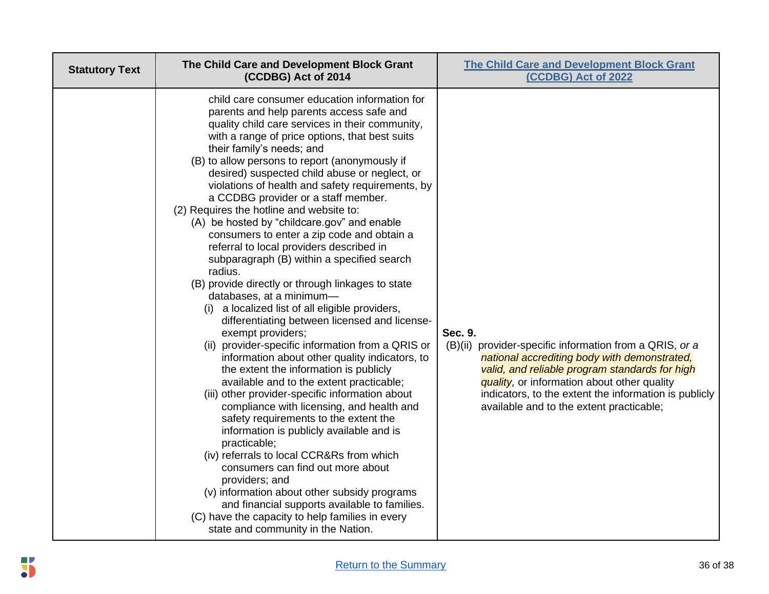| Statutory Text | The Child Care and Development Block Grant (CCDBG) Act of 2014 | [The Child Care and Development Block Grant (CCDBG) Act of 2022] |
|---|---|---|
| | child care consumer education information for parents and help parents access safe and quality child care services in their community, with a range of price options, that best suits their family's needs; and<br>(B) to allow persons to report (anonymously if desired) suspected child abuse or neglect, or violations of health and safety requirements, by a CCDBG provider or a staff member.<br>(2) Requires the hotline and website to:<br>(A) be hosted by "childcare.gov" and enable consumers to enter a zip code and obtain a referral to local providers described in subparagraph (B) within a specified search radius.<br>(B) provide directly or through linkages to state databases, at a minimum—<br>(i) a localized list of all eligible providers, differentiating between licensed and license-exempt providers;<br>(ii) provider-specific information from a QRIS or information about other quality indicators, to the extent the information is publicly available and to the extent practicable;<br>(iii) other provider-specific information about compliance with licensing, and health and safety requirements to the extent the information is publicly available and is practicable;<br>(iv) referrals to local CCR&Rs from which consumers can find out more about providers; and<br>(v) information about other subsidy programs and financial supports available to families.<br>(C) have the capacity to help families in every state and community in the Nation. | **Sec. 9.**<br>(B)(ii) provider-specific information from a QRIS, *or a national accrediting body with demonstrated, valid, and reliable program standards for high quality,* or information about other quality indicators, to the extent the information is publicly available and to the extent practicable; |

Return to the Summary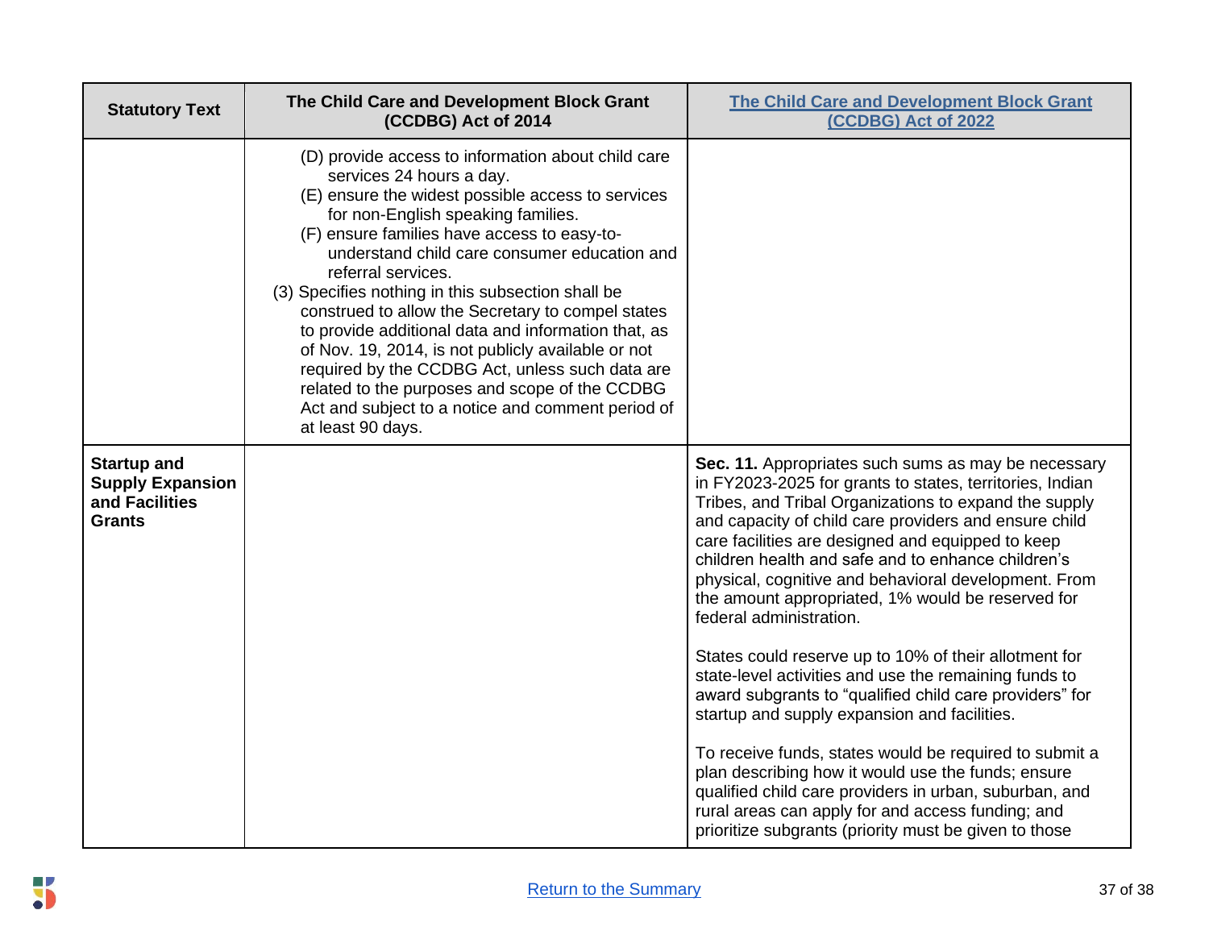| Statistory Text | The Child Care and Development Block Grant (CCDBG) Act of 2014 | [The Child Care and Development Block Grant (CCDBG) Act of 2022](#) |
|---|---|---|
| | (D) provide access to information about child care services 24 hours a day.<br>(E) ensure the widest possible access to services for non-English speaking families.<br>(F) ensure families have access to easy-to-understand child care consumer education and referral services.<br>(3) Specifies nothing in this subsection shall be construed to allow the Secretary to compel states to provide additional data and information that, as of Nov. 19, 2014, is not publicly available or not required by the CCDBG Act, unless such data are related to the purposes and scope of the CCDBG Act and subject to a notice and comment period of at least 90 days. | |
| **Startup and Supply Expansion and Facilities Grants** | | **Sec. 11.** Appropriates such sums as may be necessary in FY2023-2025 for grants to states, territories, Indian Tribes, and Tribal Organizations to expand the supply and capacity of child care providers and ensure child care facilities are designed and equipped to keep children health and safe and to enhance children's physical, cognitive and behavioral development. From the amount appropriated, 1% would be reserved for federal administration.<br><br>States could reserve up to 10% of their allotment for state-level activities and use the remaining funds to award subgrants to "qualified child care providers" for startup and supply expansion and facilities.<br><br>To receive funds, states would be required to submit a plan describing how it would use the funds; ensure qualified child care providers in urban, suburban, and rural areas can apply for and access funding; and prioritize subgrants (priority must be given to those |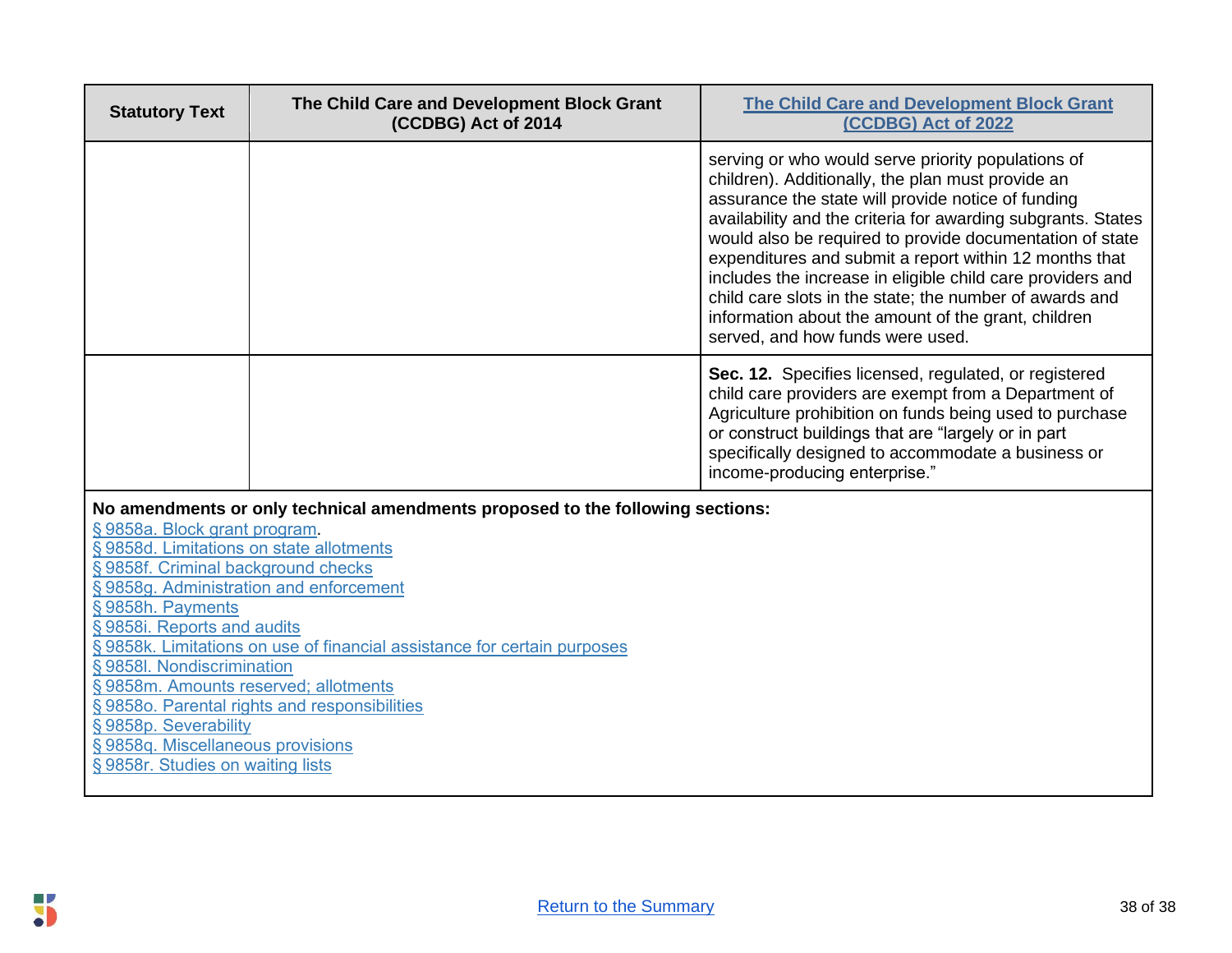| Statutory Text | The Child Care and Development Block Grant (CCDBG) Act of 2014 | The Child Care and Development Block Grant (CCDBG) Act of 2022 |
|---|---|---|
| | | serving or who would serve priority populations of children). Additionally, the plan must provide an assurance the state will provide notice of funding availability and the criteria for awarding subgrants. States would also be required to provide documentation of state expenditures and submit a report within 12 months that includes the increase in eligible child care providers and child care slots in the state; the number of awards and information about the amount of the grant, children served, and how funds were used. |
| | | **Sec. 12.** Specifies licensed, regulated, or registered child care providers are exempt from a Department of Agriculture prohibition on funds being used to purchase or construct buildings that are "largely or in part specifically designed to accommodate a business or income-producing enterprise." |

**No amendments or only technical amendments proposed to the following sections:**

§ 9858a. Block grant program.
§ 9858d. Limitations on state allotments
§ 9858f. Criminal background checks
§ 9858g. Administration and enforcement
§ 9858h. Payments
§ 9858i. Reports and audits
§ 9858k. Limitations on use of financial assistance for certain purposes
§ 9858l. Nondiscrimination
§ 9858m. Amounts reserved; allotments
§ 9858o. Parental rights and responsibilities
§ 9858p. Severability
§ 9858q. Miscellaneous provisions
§ 9858r. Studies on waiting lists

Return to the Summary